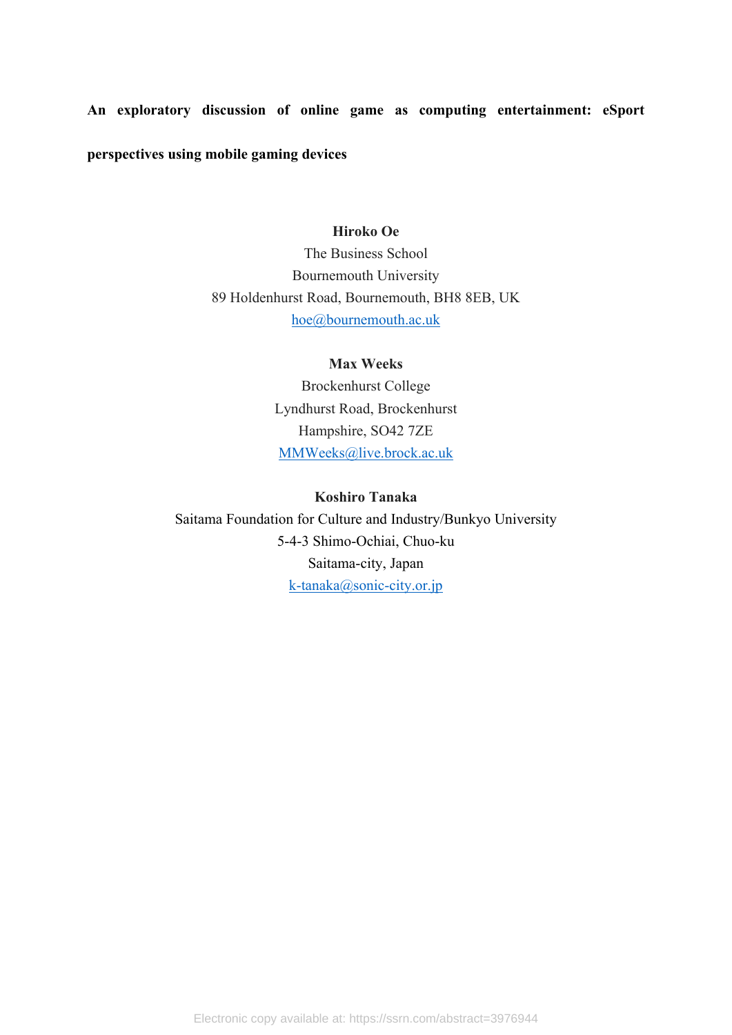# An exploratory discussion of online game as computing entertainment: eSport perspectives using mobile gaming devices

**Hiroko Oe**
The Business School
Bournemouth University
89 Holdenhurst Road, Bournemouth, BH8 8EB, UK
hoe@bournemouth.ac.uk

**Max Weeks**
Brockenhurst College
Lyndhurst Road, Brockenhurst
Hampshire, SO42 7ZE
MMWeeks@live.brock.ac.uk

**Koshiro Tanaka**
Saitama Foundation for Culture and Industry/Bunkyo University
5-4-3 Shimo-Ochiai, Chuo-ku
Saitama-city, Japan
k-tanaka@sonic-city.or.jp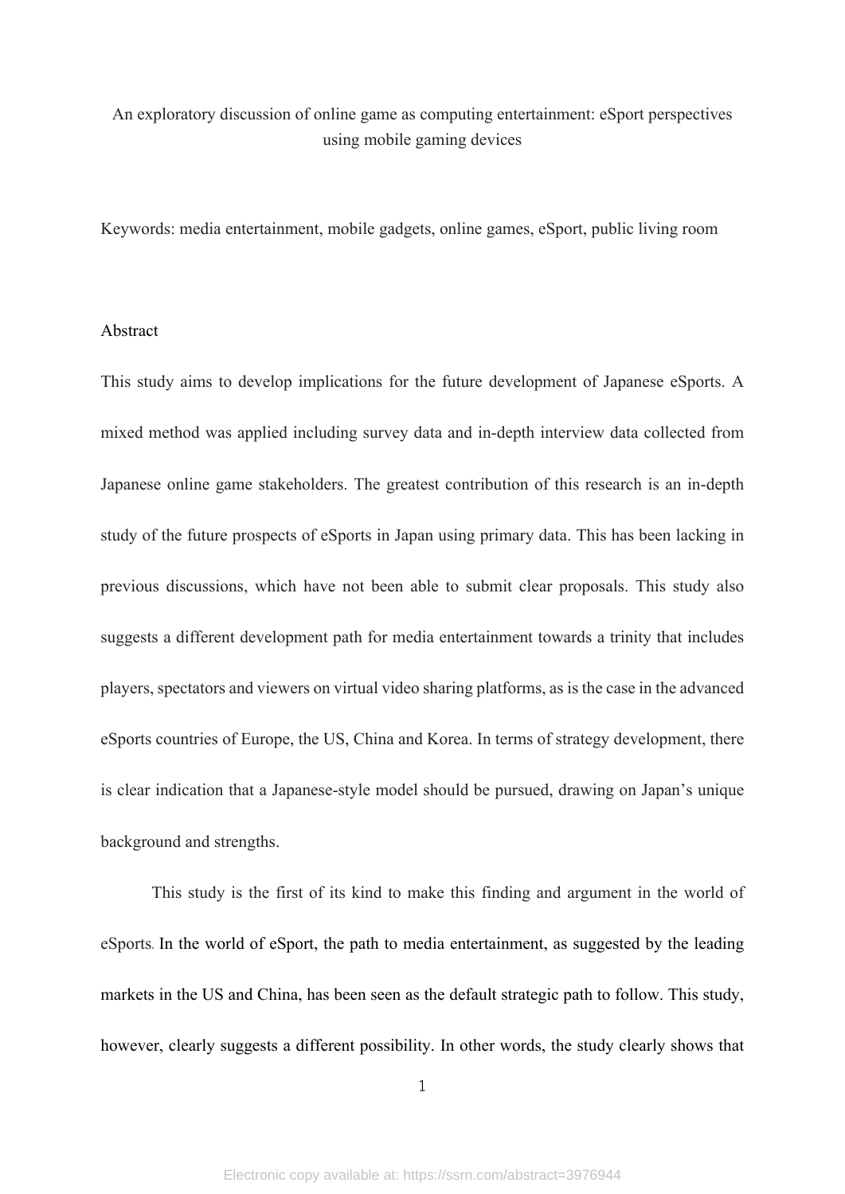# An exploratory discussion of online game as computing entertainment: eSport perspectives using mobile gaming devices

Keywords: media entertainment, mobile gadgets, online games, eSport, public living room

## Abstract

This study aims to develop implications for the future development of Japanese eSports. A mixed method was applied including survey data and in-depth interview data collected from Japanese online game stakeholders. The greatest contribution of this research is an in-depth study of the future prospects of eSports in Japan using primary data. This has been lacking in previous discussions, which have not been able to submit clear proposals. This study also suggests a different development path for media entertainment towards a trinity that includes players, spectators and viewers on virtual video sharing platforms, as is the case in the advanced eSports countries of Europe, the US, China and Korea. In terms of strategy development, there is clear indication that a Japanese-style model should be pursued, drawing on Japan's unique background and strengths.

This study is the first of its kind to make this finding and argument in the world of eSports. In the world of eSport, the path to media entertainment, as suggested by the leading markets in the US and China, has been seen as the default strategic path to follow. This study, however, clearly suggests a different possibility. In other words, the study clearly shows that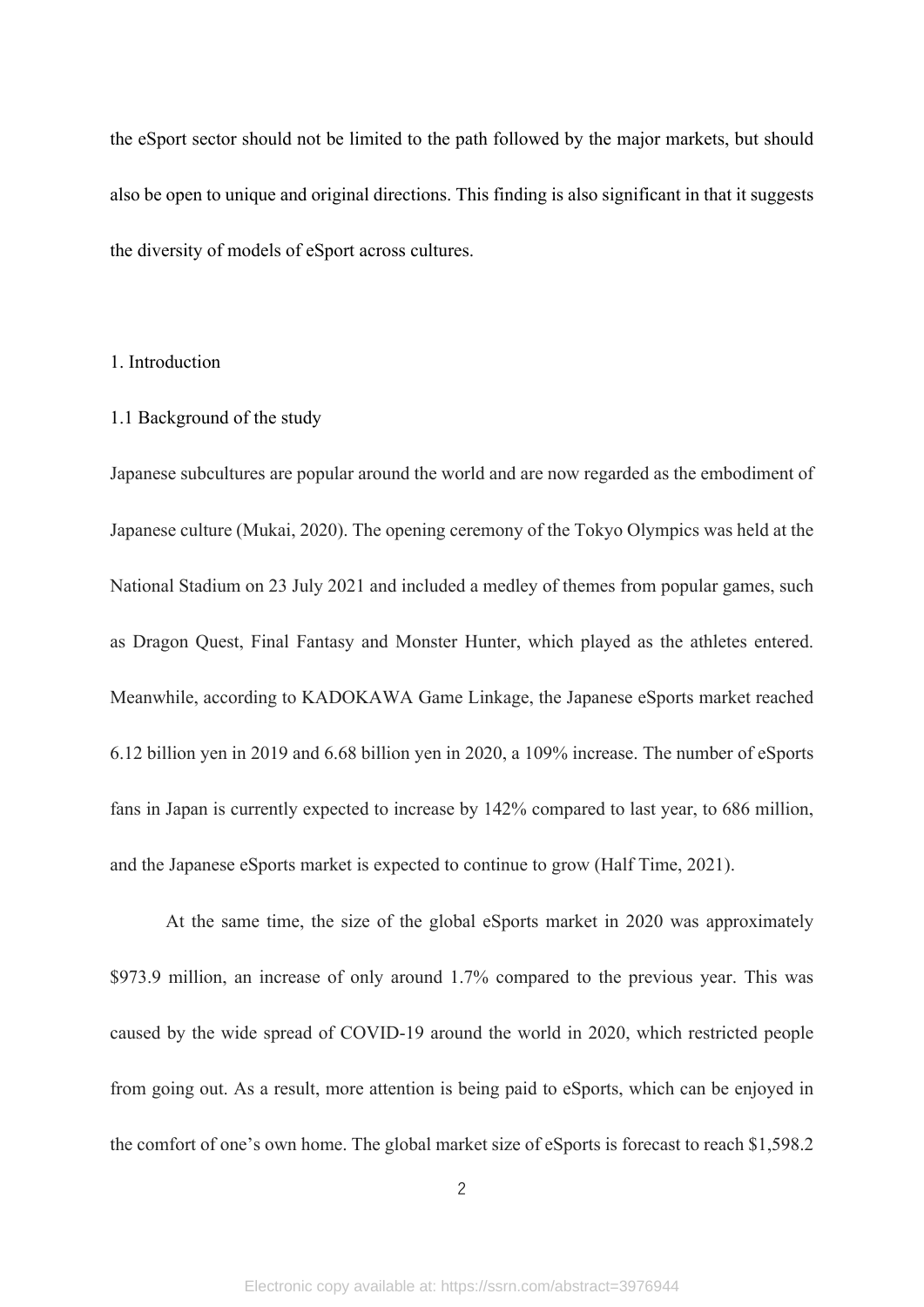the eSport sector should not be limited to the path followed by the major markets, but should also be open to unique and original directions. This finding is also significant in that it suggests the diversity of models of eSport across cultures.

# 1. Introduction

## 1.1 Background of the study

Japanese subcultures are popular around the world and are now regarded as the embodiment of Japanese culture (Mukai, 2020). The opening ceremony of the Tokyo Olympics was held at the National Stadium on 23 July 2021 and included a medley of themes from popular games, such as Dragon Quest, Final Fantasy and Monster Hunter, which played as the athletes entered. Meanwhile, according to KADOKAWA Game Linkage, the Japanese eSports market reached 6.12 billion yen in 2019 and 6.68 billion yen in 2020, a 109% increase. The number of eSports fans in Japan is currently expected to increase by 142% compared to last year, to 686 million, and the Japanese eSports market is expected to continue to grow (Half Time, 2021).

At the same time, the size of the global eSports market in 2020 was approximately $973.9 million, an increase of only around 1.7% compared to the previous year. This was caused by the wide spread of COVID-19 around the world in 2020, which restricted people from going out. As a result, more attention is being paid to eSports, which can be enjoyed in the comfort of one's own home. The global market size of eSports is forecast to reach $1,598.2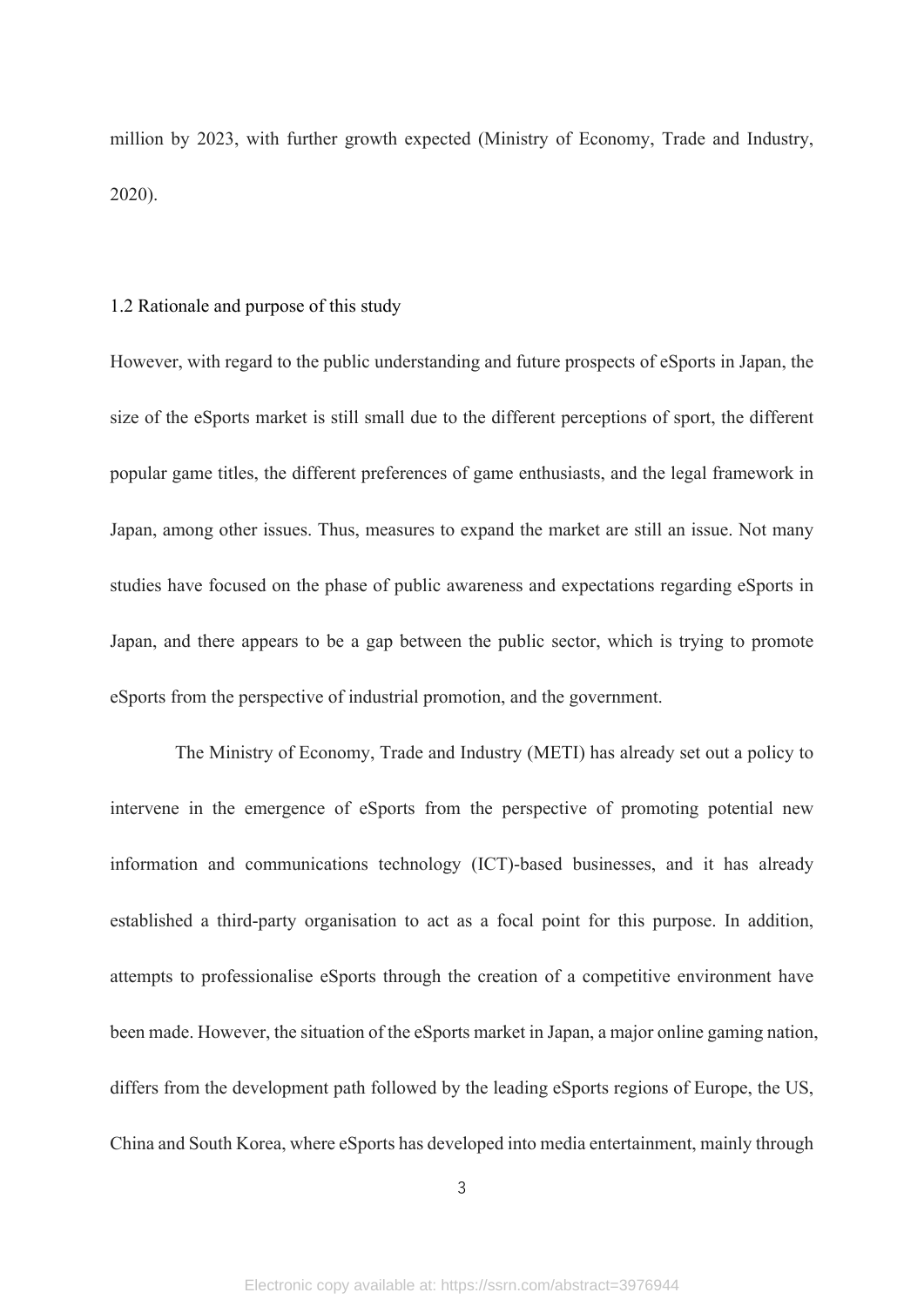million by 2023, with further growth expected (Ministry of Economy, Trade and Industry, 2020).

## 1.2 Rationale and purpose of this study

However, with regard to the public understanding and future prospects of eSports in Japan, the size of the eSports market is still small due to the different perceptions of sport, the different popular game titles, the different preferences of game enthusiasts, and the legal framework in Japan, among other issues. Thus, measures to expand the market are still an issue. Not many studies have focused on the phase of public awareness and expectations regarding eSports in Japan, and there appears to be a gap between the public sector, which is trying to promote eSports from the perspective of industrial promotion, and the government.

The Ministry of Economy, Trade and Industry (METI) has already set out a policy to intervene in the emergence of eSports from the perspective of promoting potential new information and communications technology (ICT)-based businesses, and it has already established a third-party organisation to act as a focal point for this purpose. In addition, attempts to professionalise eSports through the creation of a competitive environment have been made. However, the situation of the eSports market in Japan, a major online gaming nation, differs from the development path followed by the leading eSports regions of Europe, the US, China and South Korea, where eSports has developed into media entertainment, mainly through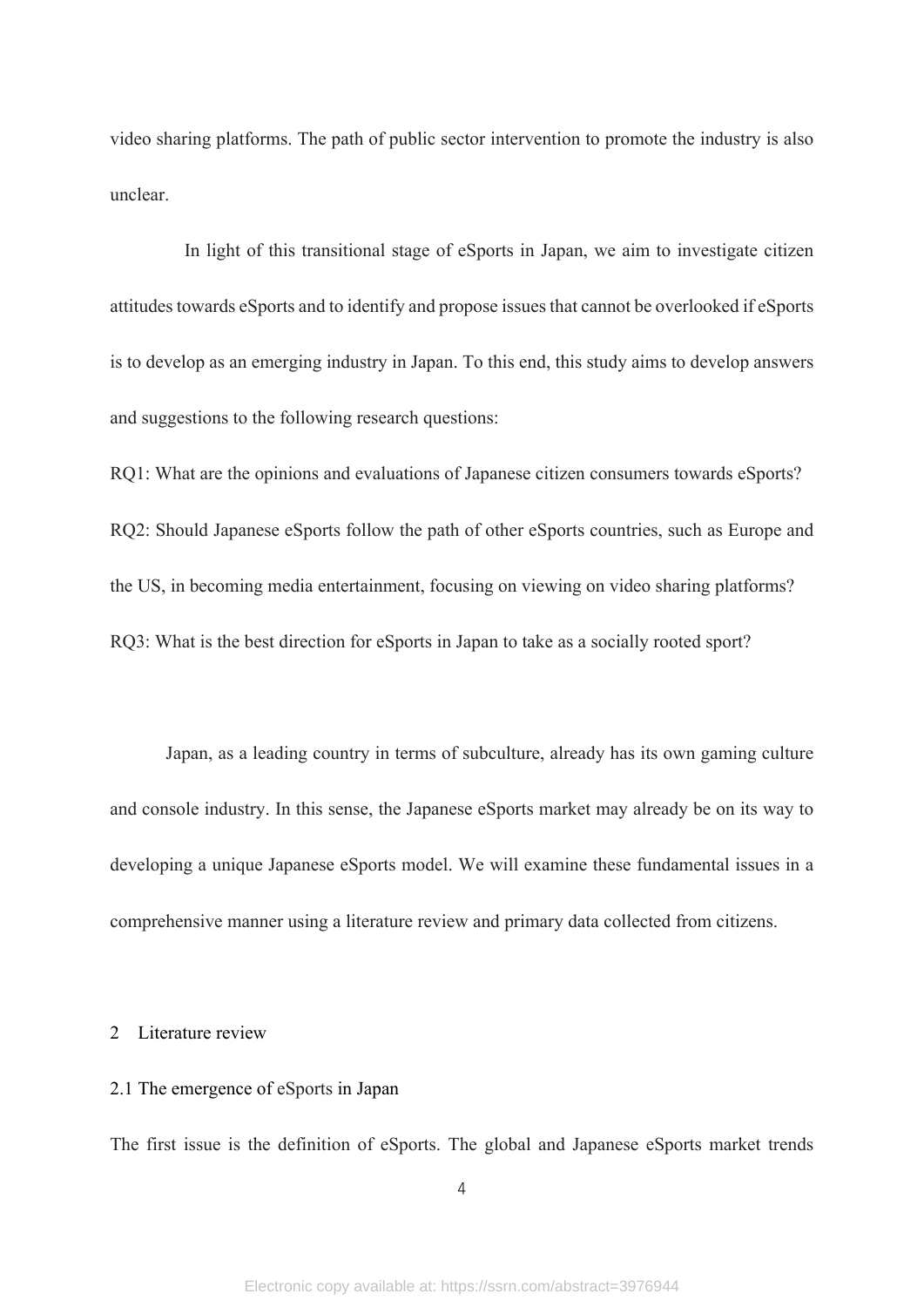video sharing platforms. The path of public sector intervention to promote the industry is also unclear.

In light of this transitional stage of eSports in Japan, we aim to investigate citizen attitudes towards eSports and to identify and propose issues that cannot be overlooked if eSports is to develop as an emerging industry in Japan. To this end, this study aims to develop answers and suggestions to the following research questions:

RQ1: What are the opinions and evaluations of Japanese citizen consumers towards eSports?

RQ2: Should Japanese eSports follow the path of other eSports countries, such as Europe and the US, in becoming media entertainment, focusing on viewing on video sharing platforms?

RQ3: What is the best direction for eSports in Japan to take as a socially rooted sport?

Japan, as a leading country in terms of subculture, already has its own gaming culture and console industry. In this sense, the Japanese eSports market may already be on its way to developing a unique Japanese eSports model. We will examine these fundamental issues in a comprehensive manner using a literature review and primary data collected from citizens.

## 2 Literature review

### 2.1 The emergence of eSports in Japan

The first issue is the definition of eSports. The global and Japanese eSports market trends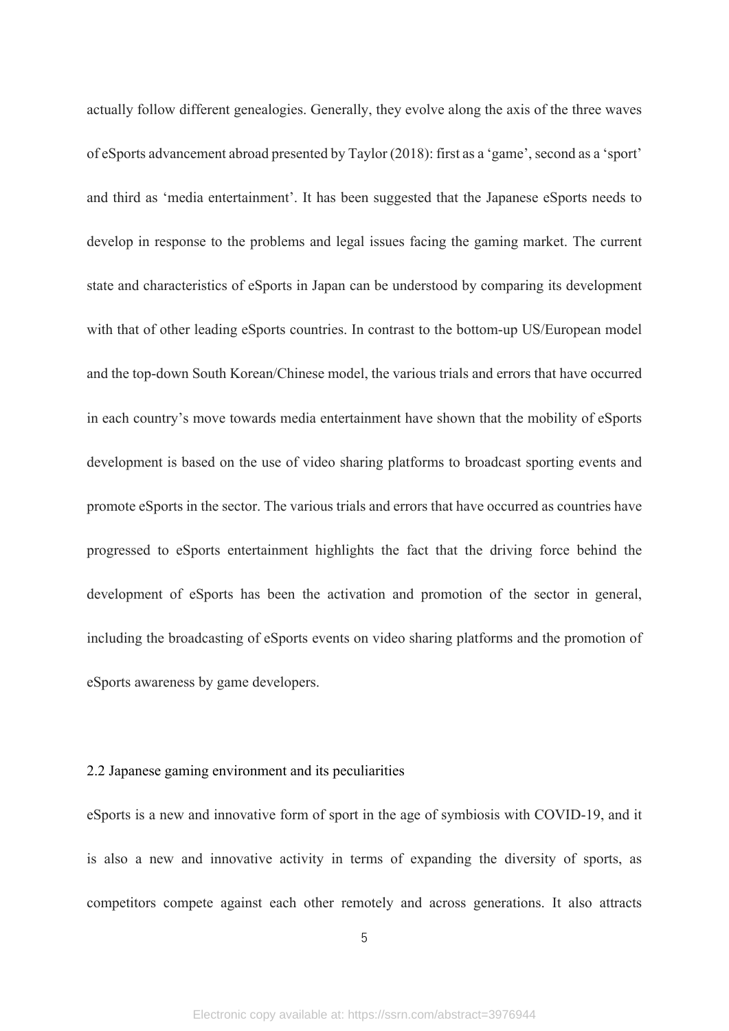actually follow different genealogies. Generally, they evolve along the axis of the three waves of eSports advancement abroad presented by Taylor (2018): first as a 'game', second as a 'sport' and third as 'media entertainment'. It has been suggested that the Japanese eSports needs to develop in response to the problems and legal issues facing the gaming market. The current state and characteristics of eSports in Japan can be understood by comparing its development with that of other leading eSports countries. In contrast to the bottom-up US/European model and the top-down South Korean/Chinese model, the various trials and errors that have occurred in each country's move towards media entertainment have shown that the mobility of eSports development is based on the use of video sharing platforms to broadcast sporting events and promote eSports in the sector. The various trials and errors that have occurred as countries have progressed to eSports entertainment highlights the fact that the driving force behind the development of eSports has been the activation and promotion of the sector in general, including the broadcasting of eSports events on video sharing platforms and the promotion of eSports awareness by game developers.

## 2.2 Japanese gaming environment and its peculiarities

eSports is a new and innovative form of sport in the age of symbiosis with COVID-19, and it is also a new and innovative activity in terms of expanding the diversity of sports, as competitors compete against each other remotely and across generations. It also attracts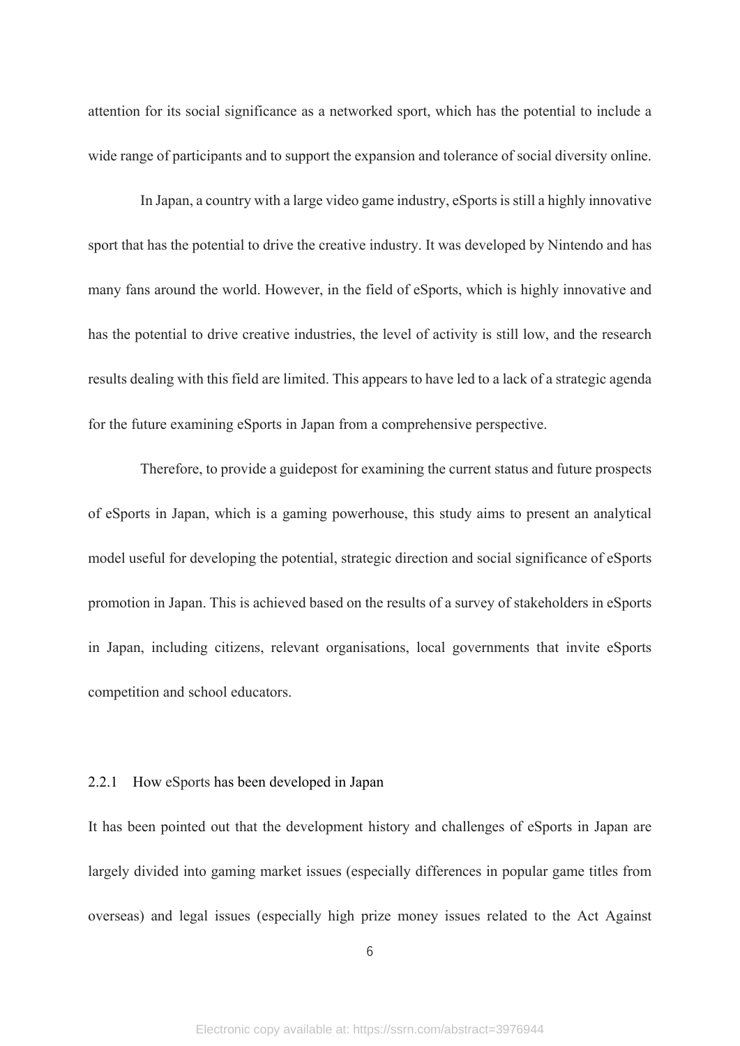attention for its social significance as a networked sport, which has the potential to include a wide range of participants and to support the expansion and tolerance of social diversity online.

In Japan, a country with a large video game industry, eSports is still a highly innovative sport that has the potential to drive the creative industry. It was developed by Nintendo and has many fans around the world. However, in the field of eSports, which is highly innovative and has the potential to drive creative industries, the level of activity is still low, and the research results dealing with this field are limited. This appears to have led to a lack of a strategic agenda for the future examining eSports in Japan from a comprehensive perspective.

Therefore, to provide a guidepost for examining the current status and future prospects of eSports in Japan, which is a gaming powerhouse, this study aims to present an analytical model useful for developing the potential, strategic direction and social significance of eSports promotion in Japan. This is achieved based on the results of a survey of stakeholders in eSports in Japan, including citizens, relevant organisations, local governments that invite eSports competition and school educators.

#### 2.2.1 How eSports has been developed in Japan

It has been pointed out that the development history and challenges of eSports in Japan are largely divided into gaming market issues (especially differences in popular game titles from overseas) and legal issues (especially high prize money issues related to the Act Against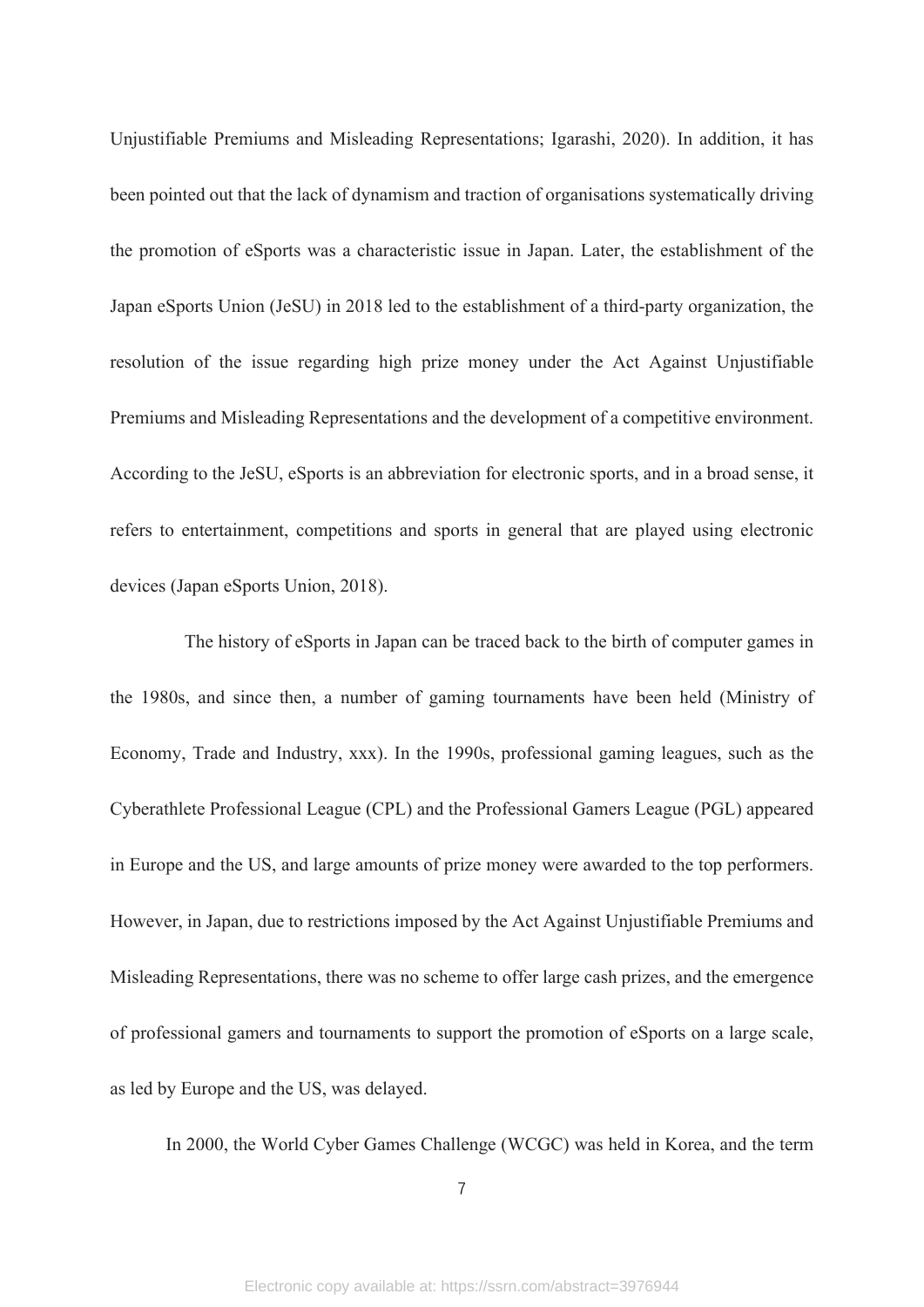Unjustifiable Premiums and Misleading Representations; Igarashi, 2020). In addition, it has been pointed out that the lack of dynamism and traction of organisations systematically driving the promotion of eSports was a characteristic issue in Japan. Later, the establishment of the Japan eSports Union (JeSU) in 2018 led to the establishment of a third-party organization, the resolution of the issue regarding high prize money under the Act Against Unjustifiable Premiums and Misleading Representations and the development of a competitive environment. According to the JeSU, eSports is an abbreviation for electronic sports, and in a broad sense, it refers to entertainment, competitions and sports in general that are played using electronic devices (Japan eSports Union, 2018).

The history of eSports in Japan can be traced back to the birth of computer games in the 1980s, and since then, a number of gaming tournaments have been held (Ministry of Economy, Trade and Industry, xxx). In the 1990s, professional gaming leagues, such as the Cyberathlete Professional League (CPL) and the Professional Gamers League (PGL) appeared in Europe and the US, and large amounts of prize money were awarded to the top performers. However, in Japan, due to restrictions imposed by the Act Against Unjustifiable Premiums and Misleading Representations, there was no scheme to offer large cash prizes, and the emergence of professional gamers and tournaments to support the promotion of eSports on a large scale, as led by Europe and the US, was delayed.

In 2000, the World Cyber Games Challenge (WCGC) was held in Korea, and the term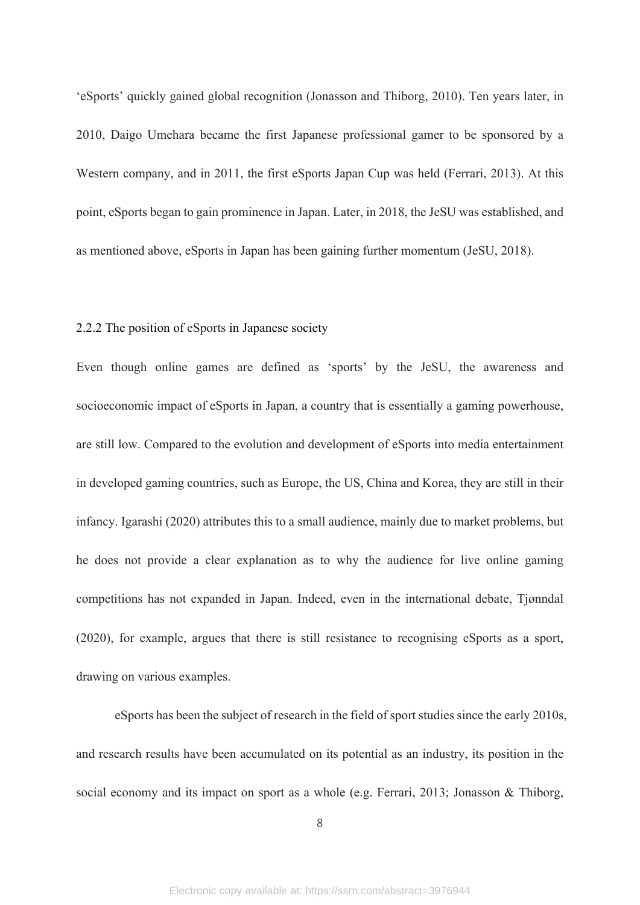'eSports' quickly gained global recognition (Jonasson and Thiborg, 2010). Ten years later, in 2010, Daigo Umehara became the first Japanese professional gamer to be sponsored by a Western company, and in 2011, the first eSports Japan Cup was held (Ferrari, 2013). At this point, eSports began to gain prominence in Japan. Later, in 2018, the JeSU was established, and as mentioned above, eSports in Japan has been gaining further momentum (JeSU, 2018).

### 2.2.2 The position of eSports in Japanese society

Even though online games are defined as 'sports' by the JeSU, the awareness and socioeconomic impact of eSports in Japan, a country that is essentially a gaming powerhouse, are still low. Compared to the evolution and development of eSports into media entertainment in developed gaming countries, such as Europe, the US, China and Korea, they are still in their infancy. Igarashi (2020) attributes this to a small audience, mainly due to market problems, but he does not provide a clear explanation as to why the audience for live online gaming competitions has not expanded in Japan. Indeed, even in the international debate, Tjønndal (2020), for example, argues that there is still resistance to recognising eSports as a sport, drawing on various examples.

eSports has been the subject of research in the field of sport studies since the early 2010s, and research results have been accumulated on its potential as an industry, its position in the social economy and its impact on sport as a whole (e.g. Ferrari, 2013; Jonasson & Thiborg,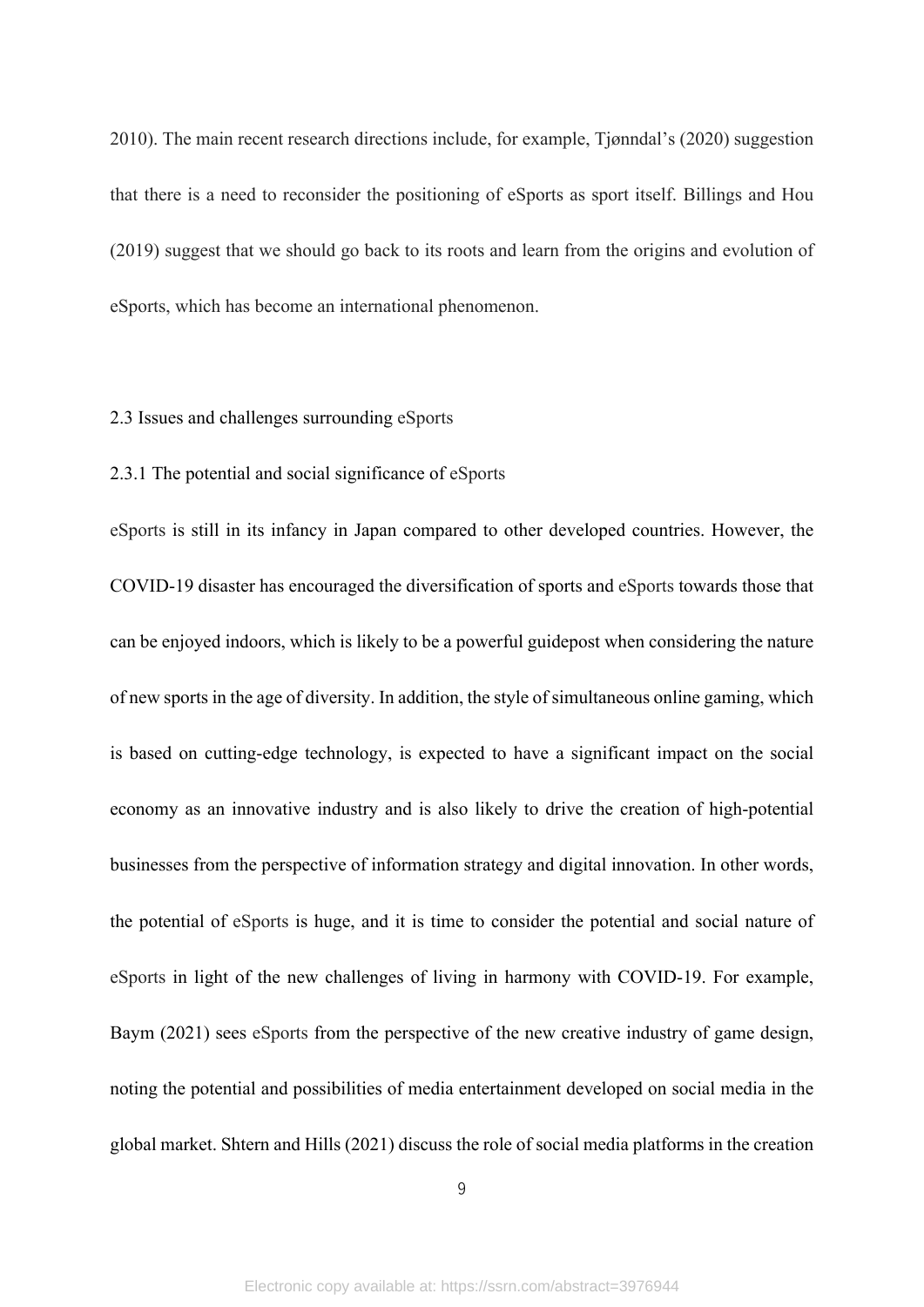2010). The main recent research directions include, for example, Tjønndal's (2020) suggestion that there is a need to reconsider the positioning of eSports as sport itself. Billings and Hou (2019) suggest that we should go back to its roots and learn from the origins and evolution of eSports, which has become an international phenomenon.

### 2.3 Issues and challenges surrounding eSports

#### 2.3.1 The potential and social significance of eSports

eSports is still in its infancy in Japan compared to other developed countries. However, the COVID-19 disaster has encouraged the diversification of sports and eSports towards those that can be enjoyed indoors, which is likely to be a powerful guidepost when considering the nature of new sports in the age of diversity. In addition, the style of simultaneous online gaming, which is based on cutting-edge technology, is expected to have a significant impact on the social economy as an innovative industry and is also likely to drive the creation of high-potential businesses from the perspective of information strategy and digital innovation. In other words, the potential of eSports is huge, and it is time to consider the potential and social nature of eSports in light of the new challenges of living in harmony with COVID-19. For example, Baym (2021) sees eSports from the perspective of the new creative industry of game design, noting the potential and possibilities of media entertainment developed on social media in the global market. Shtern and Hills (2021) discuss the role of social media platforms in the creation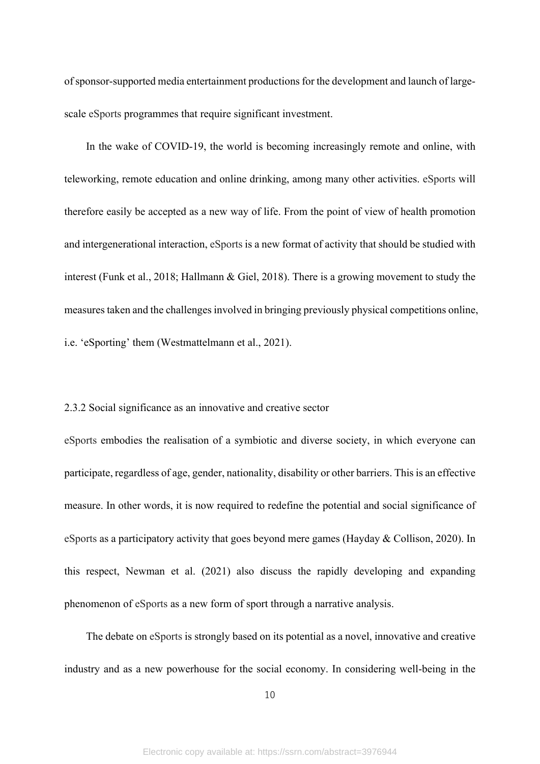of sponsor-supported media entertainment productions for the development and launch of large-scale eSports programmes that require significant investment.

In the wake of COVID-19, the world is becoming increasingly remote and online, with teleworking, remote education and online drinking, among many other activities. eSports will therefore easily be accepted as a new way of life. From the point of view of health promotion and intergenerational interaction, eSports is a new format of activity that should be studied with interest (Funk et al., 2018; Hallmann & Giel, 2018). There is a growing movement to study the measures taken and the challenges involved in bringing previously physical competitions online, i.e. 'eSporting' them (Westmattelmann et al., 2021).

### 2.3.2 Social significance as an innovative and creative sector

eSports embodies the realisation of a symbiotic and diverse society, in which everyone can participate, regardless of age, gender, nationality, disability or other barriers. This is an effective measure. In other words, it is now required to redefine the potential and social significance of eSports as a participatory activity that goes beyond mere games (Hayday & Collison, 2020). In this respect, Newman et al. (2021) also discuss the rapidly developing and expanding phenomenon of eSports as a new form of sport through a narrative analysis.

The debate on eSports is strongly based on its potential as a novel, innovative and creative industry and as a new powerhouse for the social economy. In considering well-being in the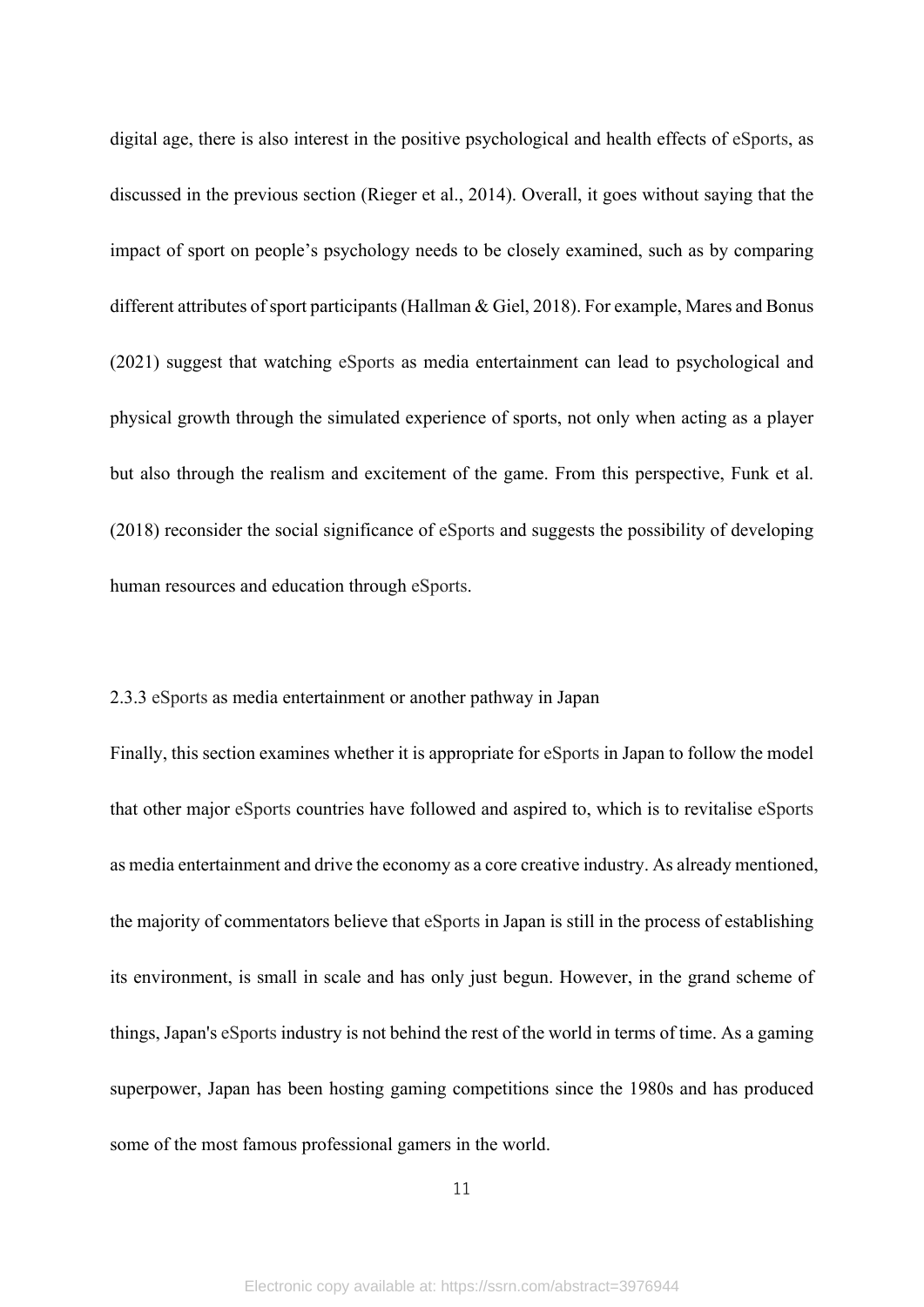digital age, there is also interest in the positive psychological and health effects of eSports, as discussed in the previous section (Rieger et al., 2014). Overall, it goes without saying that the impact of sport on people's psychology needs to be closely examined, such as by comparing different attributes of sport participants (Hallman & Giel, 2018). For example, Mares and Bonus (2021) suggest that watching eSports as media entertainment can lead to psychological and physical growth through the simulated experience of sports, not only when acting as a player but also through the realism and excitement of the game. From this perspective, Funk et al. (2018) reconsider the social significance of eSports and suggests the possibility of developing human resources and education through eSports.

### 2.3.3 eSports as media entertainment or another pathway in Japan

Finally, this section examines whether it is appropriate for eSports in Japan to follow the model that other major eSports countries have followed and aspired to, which is to revitalise eSports as media entertainment and drive the economy as a core creative industry. As already mentioned, the majority of commentators believe that eSports in Japan is still in the process of establishing its environment, is small in scale and has only just begun. However, in the grand scheme of things, Japan's eSports industry is not behind the rest of the world in terms of time. As a gaming superpower, Japan has been hosting gaming competitions since the 1980s and has produced some of the most famous professional gamers in the world.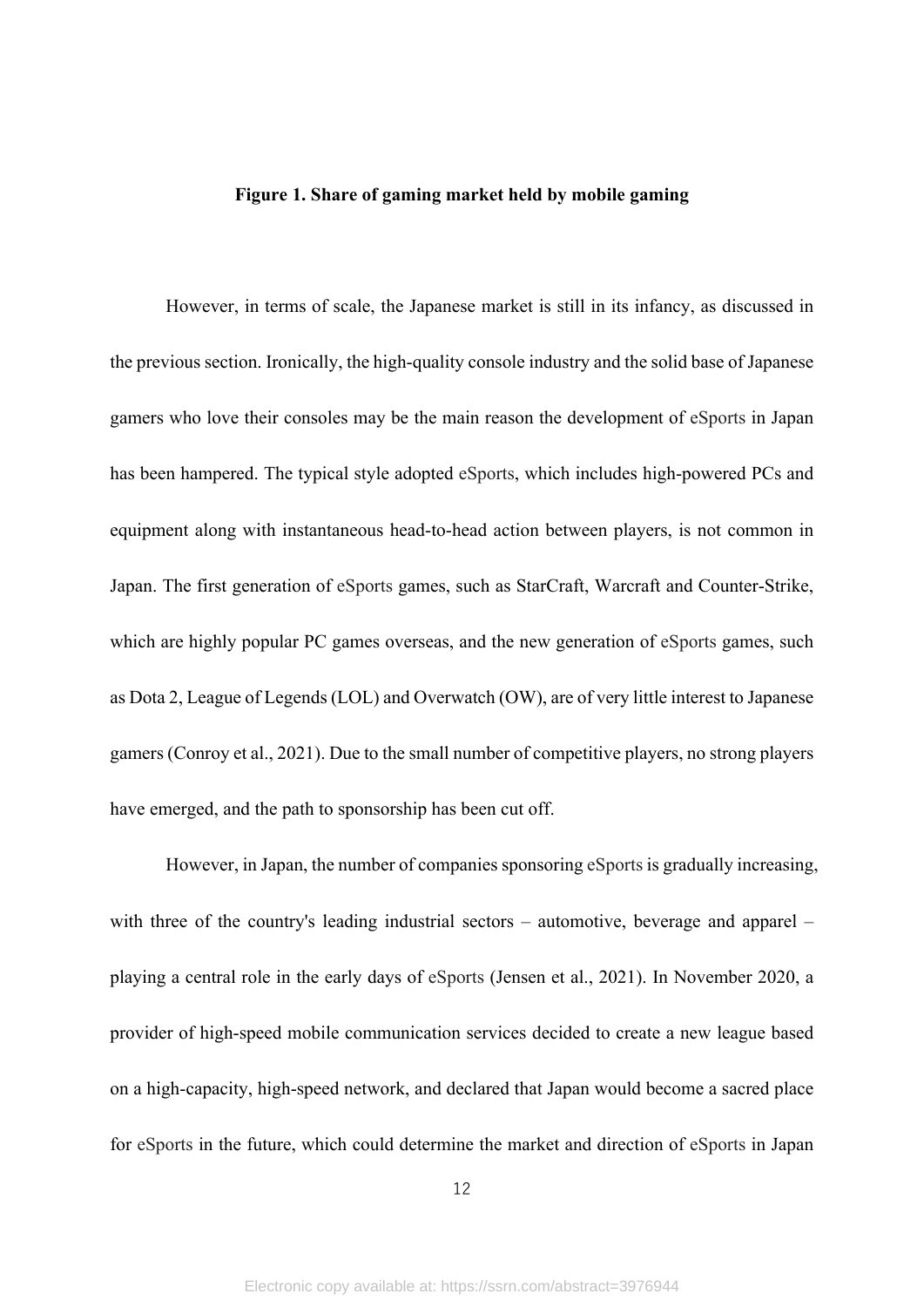**Figure 1. Share of gaming market held by mobile gaming**

However, in terms of scale, the Japanese market is still in its infancy, as discussed in the previous section. Ironically, the high-quality console industry and the solid base of Japanese gamers who love their consoles may be the main reason the development of eSports in Japan has been hampered. The typical style adopted eSports, which includes high-powered PCs and equipment along with instantaneous head-to-head action between players, is not common in Japan. The first generation of eSports games, such as StarCraft, Warcraft and Counter-Strike, which are highly popular PC games overseas, and the new generation of eSports games, such as Dota 2, League of Legends (LOL) and Overwatch (OW), are of very little interest to Japanese gamers (Conroy et al., 2021). Due to the small number of competitive players, no strong players have emerged, and the path to sponsorship has been cut off.

However, in Japan, the number of companies sponsoring eSports is gradually increasing, with three of the country's leading industrial sectors – automotive, beverage and apparel – playing a central role in the early days of eSports (Jensen et al., 2021). In November 2020, a provider of high-speed mobile communication services decided to create a new league based on a high-capacity, high-speed network, and declared that Japan would become a sacred place for eSports in the future, which could determine the market and direction of eSports in Japan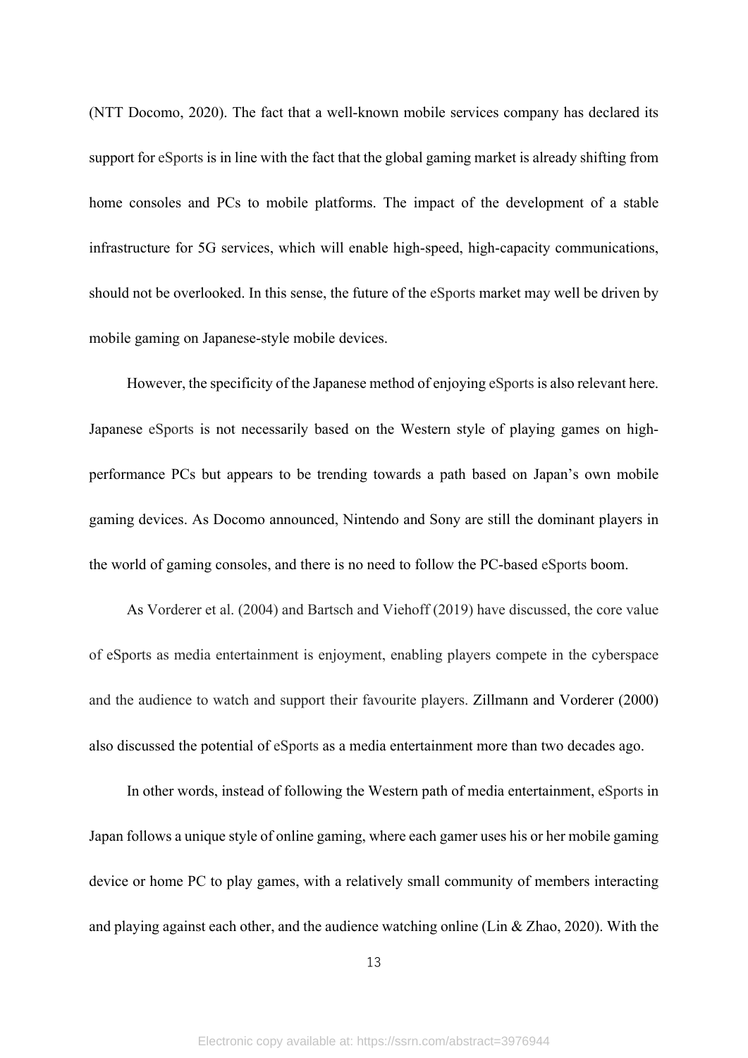(NTT Docomo, 2020). The fact that a well-known mobile services company has declared its support for eSports is in line with the fact that the global gaming market is already shifting from home consoles and PCs to mobile platforms. The impact of the development of a stable infrastructure for 5G services, which will enable high-speed, high-capacity communications, should not be overlooked. In this sense, the future of the eSports market may well be driven by mobile gaming on Japanese-style mobile devices.

However, the specificity of the Japanese method of enjoying eSports is also relevant here. Japanese eSports is not necessarily based on the Western style of playing games on high-performance PCs but appears to be trending towards a path based on Japan's own mobile gaming devices. As Docomo announced, Nintendo and Sony are still the dominant players in the world of gaming consoles, and there is no need to follow the PC-based eSports boom.

As Vorderer et al. (2004) and Bartsch and Viehoff (2019) have discussed, the core value of eSports as media entertainment is enjoyment, enabling players compete in the cyberspace and the audience to watch and support their favourite players. Zillmann and Vorderer (2000) also discussed the potential of eSports as a media entertainment more than two decades ago.

In other words, instead of following the Western path of media entertainment, eSports in Japan follows a unique style of online gaming, where each gamer uses his or her mobile gaming device or home PC to play games, with a relatively small community of members interacting and playing against each other, and the audience watching online (Lin & Zhao, 2020). With the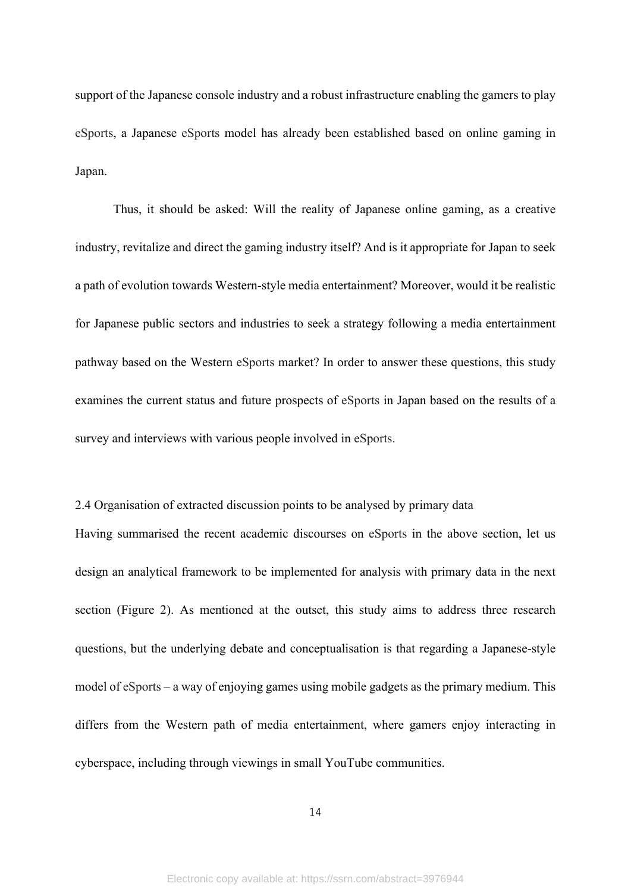support of the Japanese console industry and a robust infrastructure enabling the gamers to play eSports, a Japanese eSports model has already been established based on online gaming in Japan.

Thus, it should be asked: Will the reality of Japanese online gaming, as a creative industry, revitalize and direct the gaming industry itself? And is it appropriate for Japan to seek a path of evolution towards Western-style media entertainment? Moreover, would it be realistic for Japanese public sectors and industries to seek a strategy following a media entertainment pathway based on the Western eSports market? In order to answer these questions, this study examines the current status and future prospects of eSports in Japan based on the results of a survey and interviews with various people involved in eSports.

### 2.4 Organisation of extracted discussion points to be analysed by primary data

Having summarised the recent academic discourses on eSports in the above section, let us design an analytical framework to be implemented for analysis with primary data in the next section (Figure 2). As mentioned at the outset, this study aims to address three research questions, but the underlying debate and conceptualisation is that regarding a Japanese-style model of eSports – a way of enjoying games using mobile gadgets as the primary medium. This differs from the Western path of media entertainment, where gamers enjoy interacting in cyberspace, including through viewings in small YouTube communities.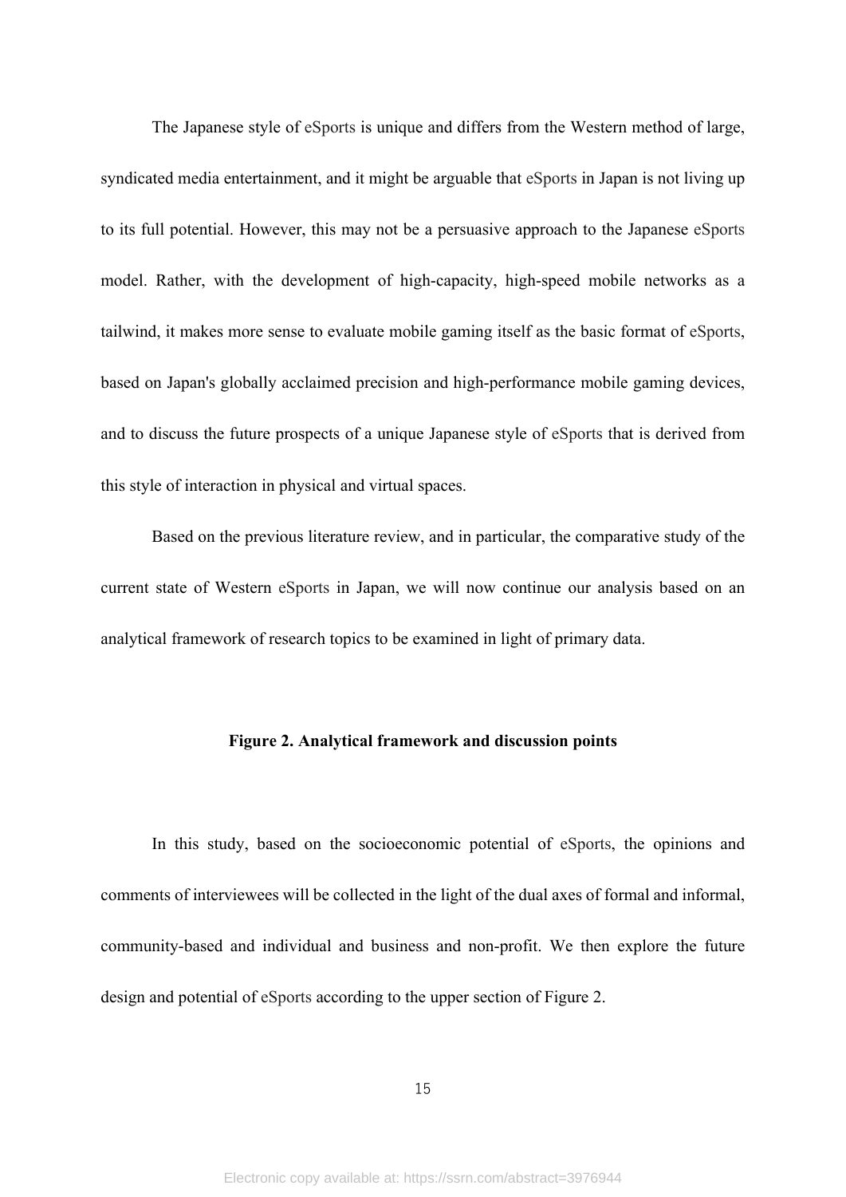The Japanese style of eSports is unique and differs from the Western method of large, syndicated media entertainment, and it might be arguable that eSports in Japan is not living up to its full potential. However, this may not be a persuasive approach to the Japanese eSports model. Rather, with the development of high-capacity, high-speed mobile networks as a tailwind, it makes more sense to evaluate mobile gaming itself as the basic format of eSports, based on Japan's globally acclaimed precision and high-performance mobile gaming devices, and to discuss the future prospects of a unique Japanese style of eSports that is derived from this style of interaction in physical and virtual spaces.

Based on the previous literature review, and in particular, the comparative study of the current state of Western eSports in Japan, we will now continue our analysis based on an analytical framework of research topics to be examined in light of primary data.

**Figure 2. Analytical framework and discussion points**

In this study, based on the socioeconomic potential of eSports, the opinions and comments of interviewees will be collected in the light of the dual axes of formal and informal, community-based and individual and business and non-profit. We then explore the future design and potential of eSports according to the upper section of Figure 2.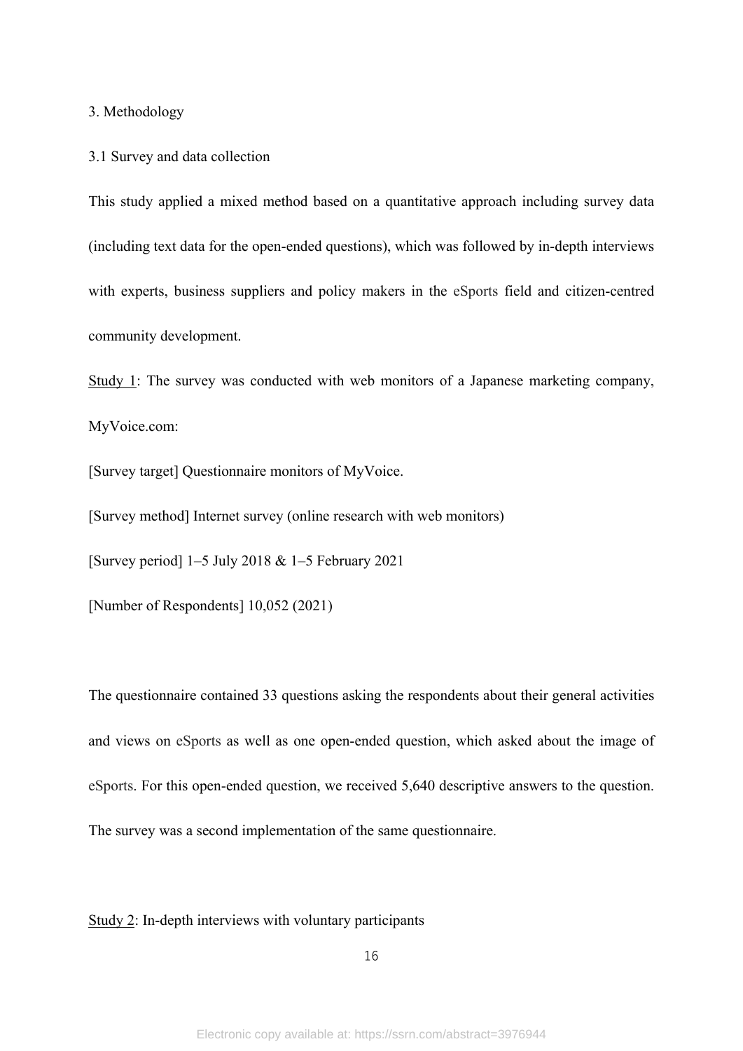## 3. Methodology

### 3.1 Survey and data collection

This study applied a mixed method based on a quantitative approach including survey data (including text data for the open-ended questions), which was followed by in-depth interviews with experts, business suppliers and policy makers in the eSports field and citizen-centred community development.

<u>Study 1</u>: The survey was conducted with web monitors of a Japanese marketing company, MyVoice.com:

[Survey target] Questionnaire monitors of MyVoice.

[Survey method] Internet survey (online research with web monitors)

[Survey period] 1–5 July 2018 & 1–5 February 2021

[Number of Respondents] 10,052 (2021)

The questionnaire contained 33 questions asking the respondents about their general activities and views on eSports as well as one open-ended question, which asked about the image of eSports. For this open-ended question, we received 5,640 descriptive answers to the question. The survey was a second implementation of the same questionnaire.

<u>Study 2</u>: In-depth interviews with voluntary participants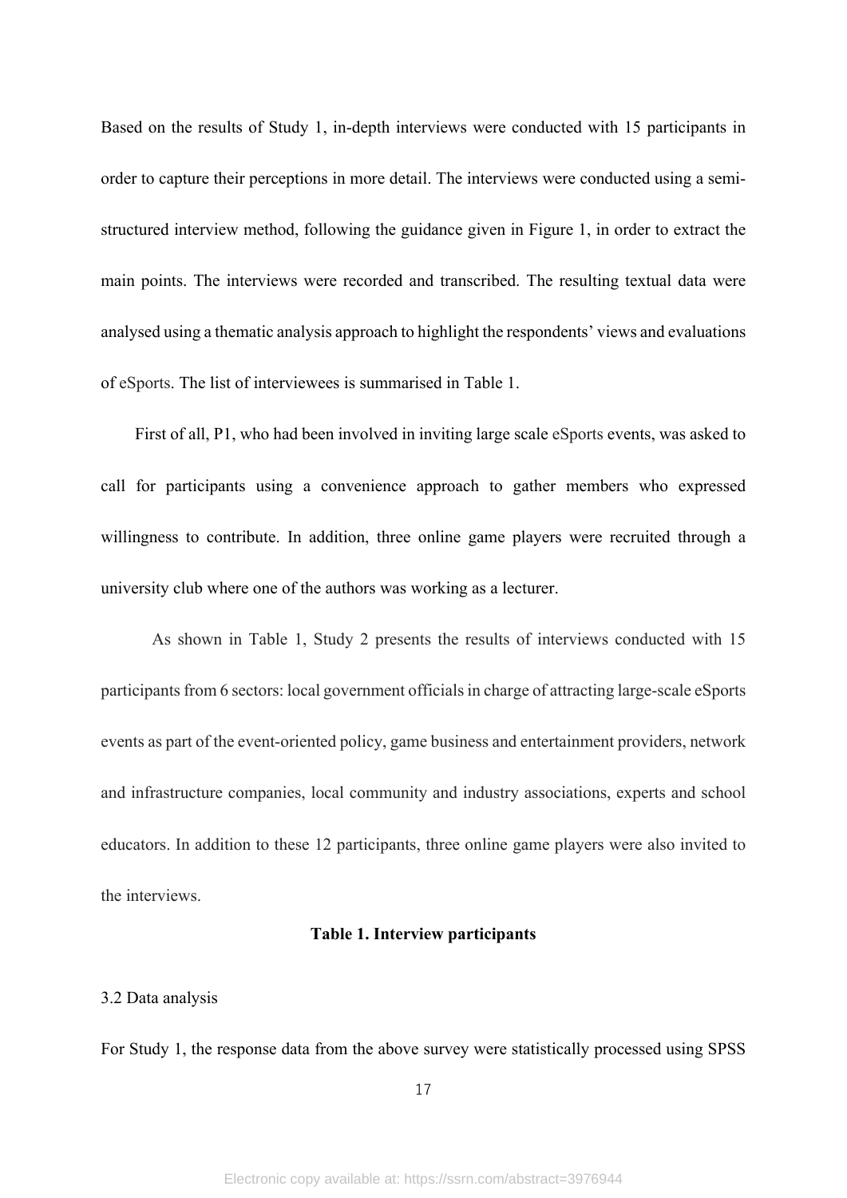Based on the results of Study 1, in-depth interviews were conducted with 15 participants in order to capture their perceptions in more detail. The interviews were conducted using a semi-structured interview method, following the guidance given in Figure 1, in order to extract the main points. The interviews were recorded and transcribed. The resulting textual data were analysed using a thematic analysis approach to highlight the respondents' views and evaluations of eSports. The list of interviewees is summarised in Table 1.

First of all, P1, who had been involved in inviting large scale eSports events, was asked to call for participants using a convenience approach to gather members who expressed willingness to contribute. In addition, three online game players were recruited through a university club where one of the authors was working as a lecturer.

As shown in Table 1, Study 2 presents the results of interviews conducted with 15 participants from 6 sectors: local government officials in charge of attracting large-scale eSports events as part of the event-oriented policy, game business and entertainment providers, network and infrastructure companies, local community and industry associations, experts and school educators. In addition to these 12 participants, three online game players were also invited to the interviews.

**Table 1. Interview participants**

3.2 Data analysis

For Study 1, the response data from the above survey were statistically processed using SPSS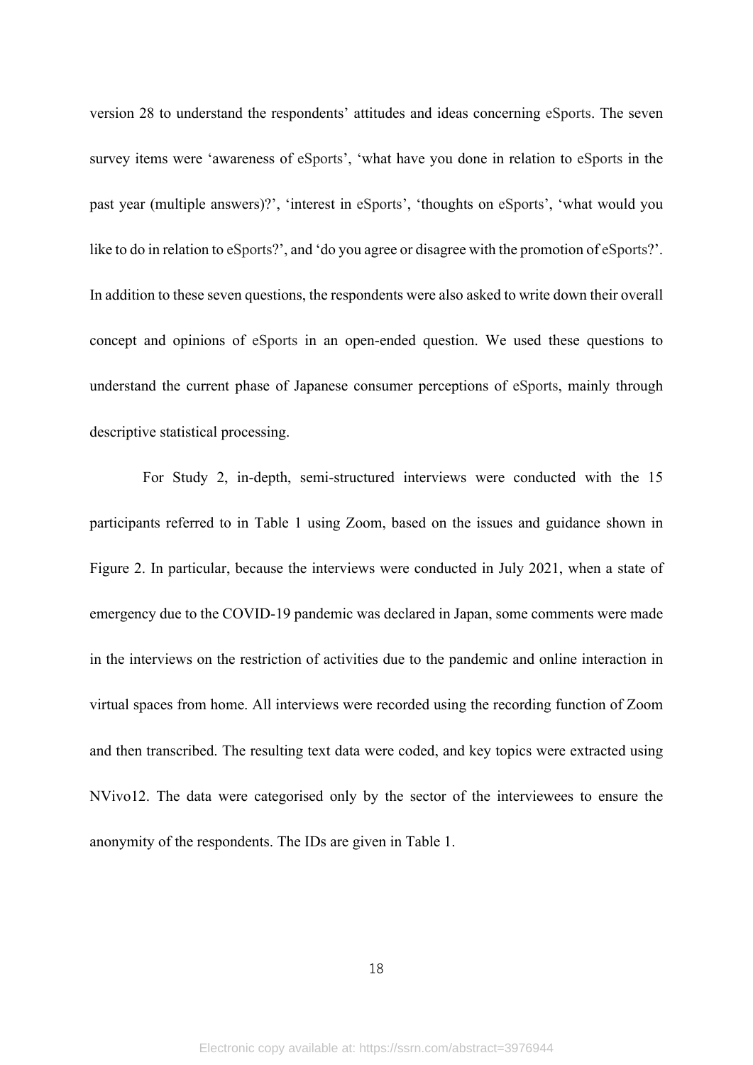version 28 to understand the respondents' attitudes and ideas concerning eSports. The seven survey items were 'awareness of eSports', 'what have you done in relation to eSports in the past year (multiple answers)?', 'interest in eSports', 'thoughts on eSports', 'what would you like to do in relation to eSports?', and 'do you agree or disagree with the promotion of eSports?'. In addition to these seven questions, the respondents were also asked to write down their overall concept and opinions of eSports in an open-ended question. We used these questions to understand the current phase of Japanese consumer perceptions of eSports, mainly through descriptive statistical processing.

For Study 2, in-depth, semi-structured interviews were conducted with the 15 participants referred to in Table 1 using Zoom, based on the issues and guidance shown in Figure 2. In particular, because the interviews were conducted in July 2021, when a state of emergency due to the COVID-19 pandemic was declared in Japan, some comments were made in the interviews on the restriction of activities due to the pandemic and online interaction in virtual spaces from home. All interviews were recorded using the recording function of Zoom and then transcribed. The resulting text data were coded, and key topics were extracted using NVivo12. The data were categorised only by the sector of the interviewees to ensure the anonymity of the respondents. The IDs are given in Table 1.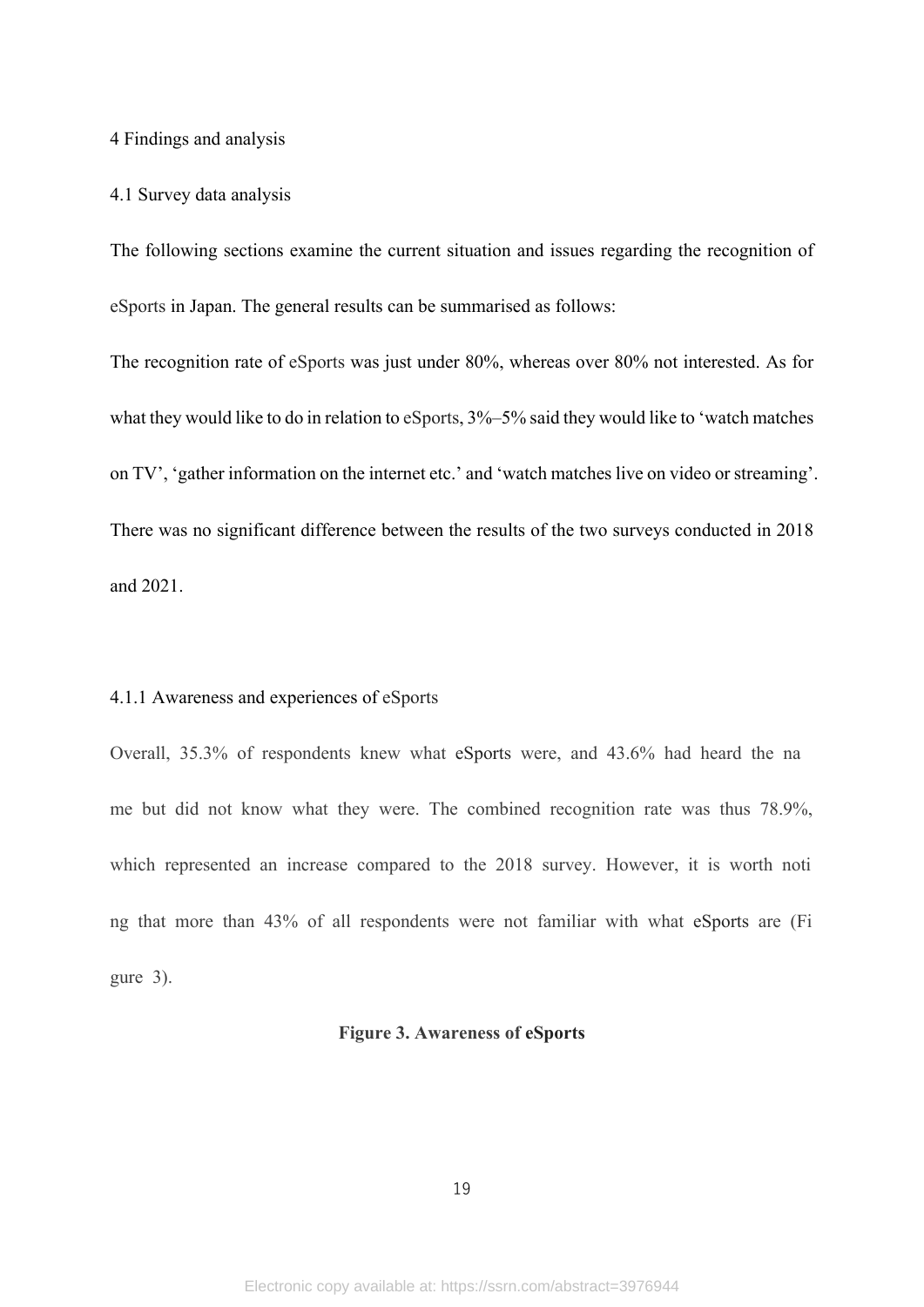4 Findings and analysis

4.1 Survey data analysis

The following sections examine the current situation and issues regarding the recognition of eSports in Japan. The general results can be summarised as follows:

The recognition rate of eSports was just under 80%, whereas over 80% not interested. As for what they would like to do in relation to eSports, 3%–5% said they would like to 'watch matches on TV', 'gather information on the internet etc.' and 'watch matches live on video or streaming'. There was no significant difference between the results of the two surveys conducted in 2018 and 2021.

4.1.1 Awareness and experiences of eSports

Overall, 35.3% of respondents knew what eSports were, and 43.6% had heard the name but did not know what they were. The combined recognition rate was thus 78.9%, which represented an increase compared to the 2018 survey. However, it is worth noting that more than 43% of all respondents were not familiar with what eSports are (Figure 3).

**Figure 3. Awareness of eSports**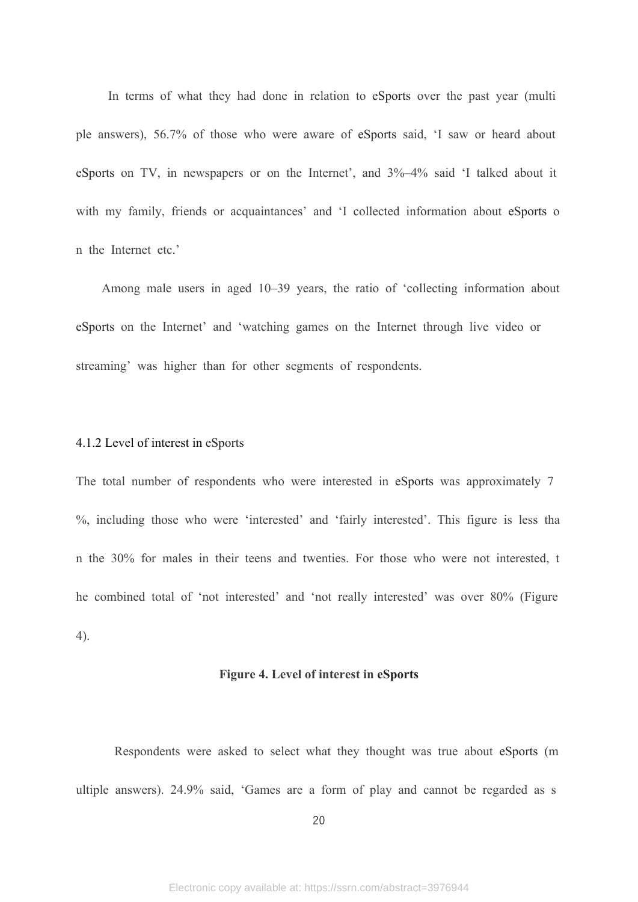In terms of what they had done in relation to eSports over the past year (multiple answers), 56.7% of those who were aware of eSports said, 'I saw or heard about eSports on TV, in newspapers or on the Internet', and 3%–4% said 'I talked about it with my family, friends or acquaintances' and 'I collected information about eSports on the Internet etc.'

Among male users in aged 10–39 years, the ratio of 'collecting information about eSports on the Internet' and 'watching games on the Internet through live video or streaming' was higher than for other segments of respondents.

#### 4.1.2 Level of interest in eSports

The total number of respondents who were interested in eSports was approximately 7%, including those who were 'interested' and 'fairly interested'. This figure is less than the 30% for males in their teens and twenties. For those who were not interested, the combined total of 'not interested' and 'not really interested' was over 80% (Figure 4).

**Figure 4. Level of interest in eSports**

Respondents were asked to select what they thought was true about eSports (multiple answers). 24.9% said, 'Games are a form of play and cannot be regarded as s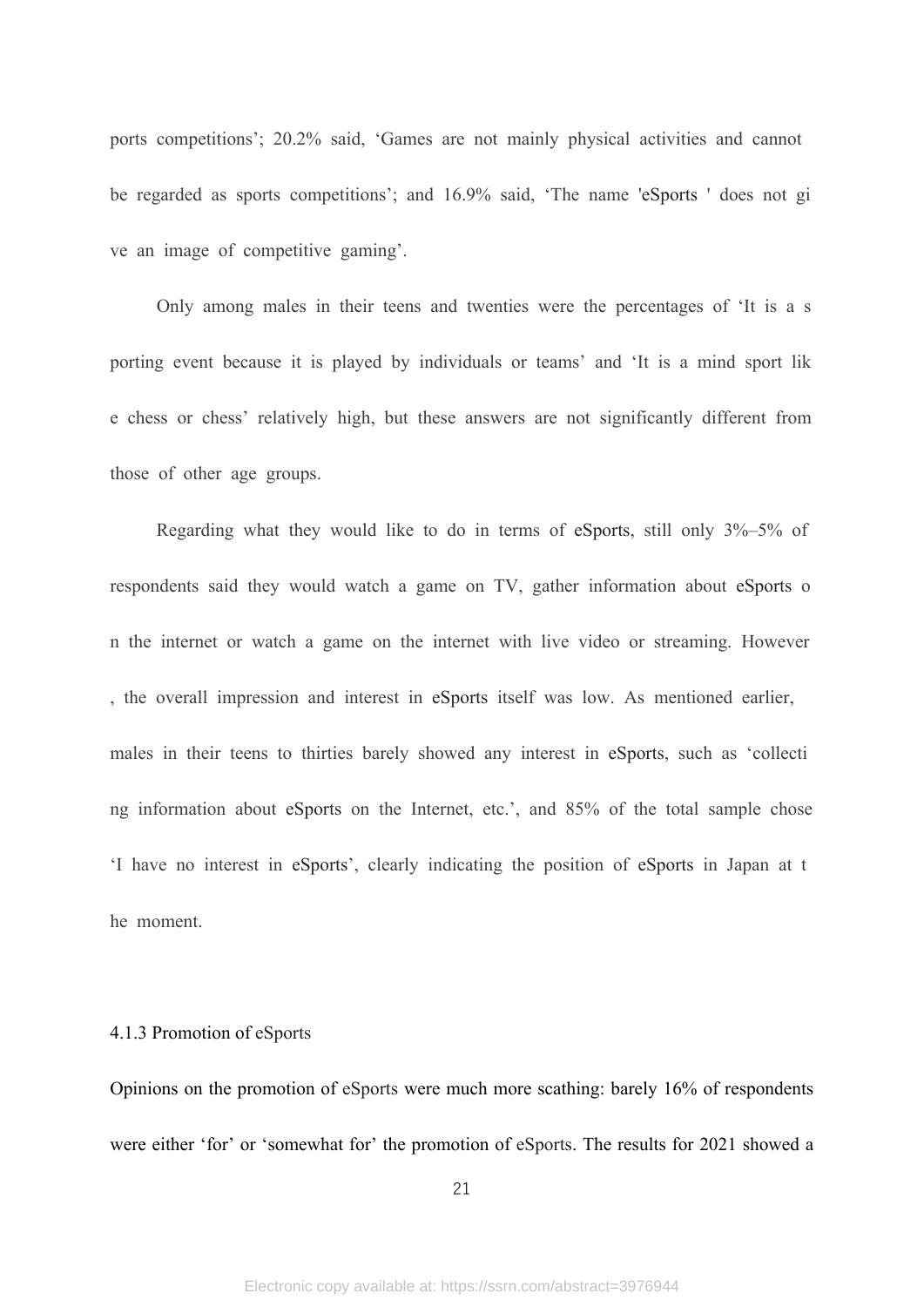ports competitions'; 20.2% said, 'Games are not mainly physical activities and cannot be regarded as sports competitions'; and 16.9% said, 'The name 'eSports ' does not give an image of competitive gaming'.

Only among males in their teens and twenties were the percentages of 'It is a sporting event because it is played by individuals or teams' and 'It is a mind sport like chess or chess' relatively high, but these answers are not significantly different from those of other age groups.

Regarding what they would like to do in terms of eSports, still only 3%–5% of respondents said they would watch a game on TV, gather information about eSports on the internet or watch a game on the internet with live video or streaming. However, the overall impression and interest in eSports itself was low. As mentioned earlier, males in their teens to thirties barely showed any interest in eSports, such as 'collecting information about eSports on the Internet, etc.', and 85% of the total sample chose 'I have no interest in eSports', clearly indicating the position of eSports in Japan at the moment.

#### 4.1.3 Promotion of eSports

Opinions on the promotion of eSports were much more scathing: barely 16% of respondents were either 'for' or 'somewhat for' the promotion of eSports. The results for 2021 showed a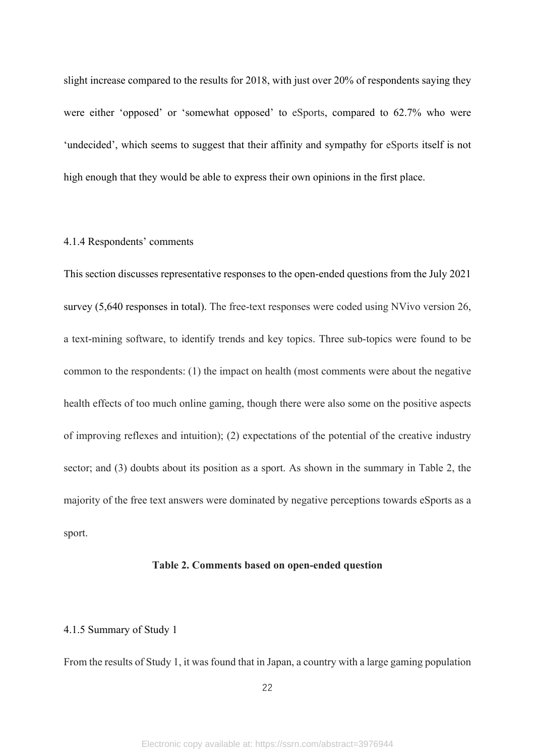slight increase compared to the results for 2018, with just over 20% of respondents saying they were either 'opposed' or 'somewhat opposed' to eSports, compared to 62.7% who were 'undecided', which seems to suggest that their affinity and sympathy for eSports itself is not high enough that they would be able to express their own opinions in the first place.

#### 4.1.4 Respondents' comments

This section discusses representative responses to the open-ended questions from the July 2021 survey (5,640 responses in total). The free-text responses were coded using NVivo version 26, a text-mining software, to identify trends and key topics. Three sub-topics were found to be common to the respondents: (1) the impact on health (most comments were about the negative health effects of too much online gaming, though there were also some on the positive aspects of improving reflexes and intuition); (2) expectations of the potential of the creative industry sector; and (3) doubts about its position as a sport. As shown in the summary in Table 2, the majority of the free text answers were dominated by negative perceptions towards eSports as a sport.

**Table 2. Comments based on open-ended question**

#### 4.1.5 Summary of Study 1

From the results of Study 1, it was found that in Japan, a country with a large gaming population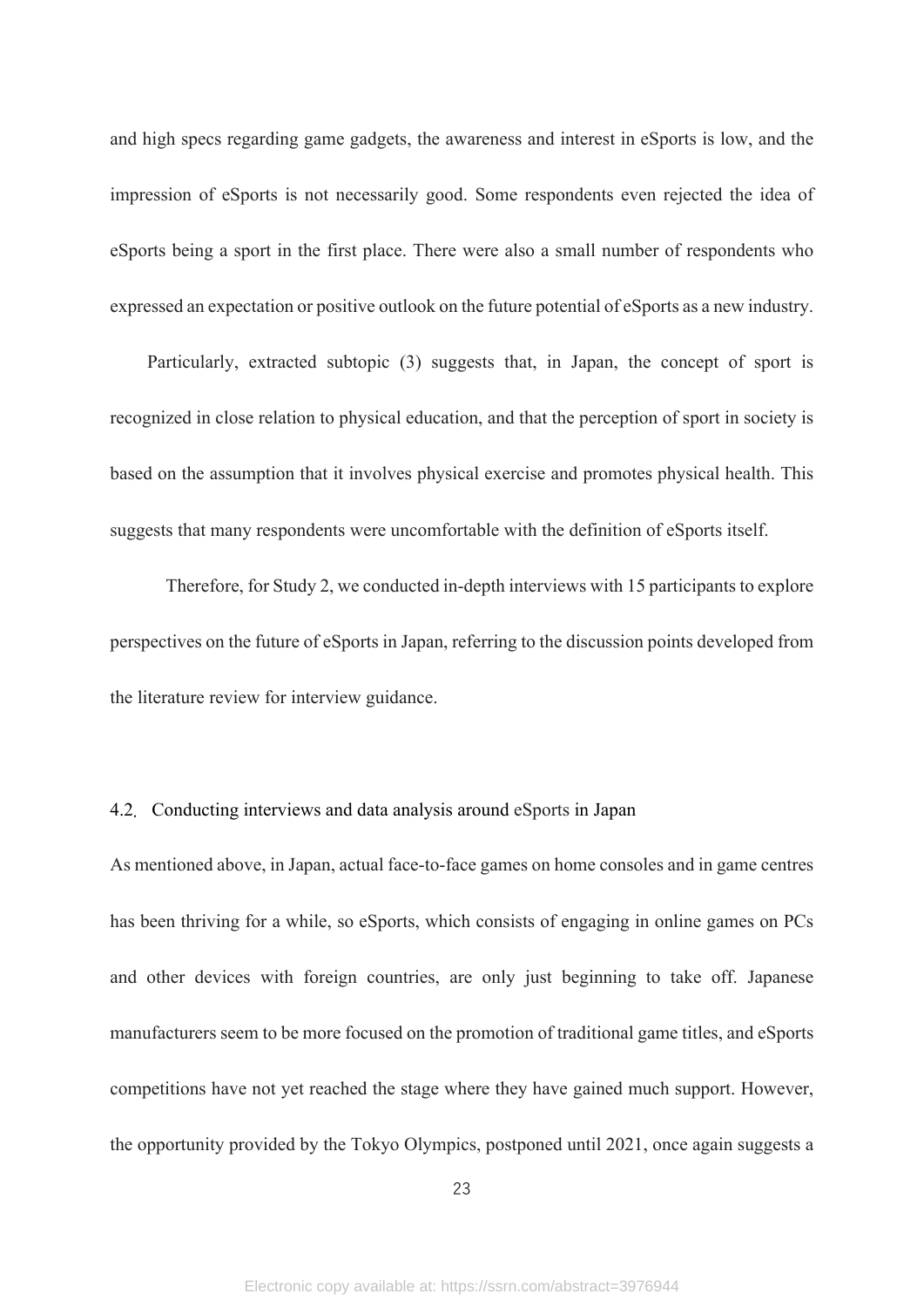and high specs regarding game gadgets, the awareness and interest in eSports is low, and the impression of eSports is not necessarily good. Some respondents even rejected the idea of eSports being a sport in the first place. There were also a small number of respondents who expressed an expectation or positive outlook on the future potential of eSports as a new industry.

Particularly, extracted subtopic (3) suggests that, in Japan, the concept of sport is recognized in close relation to physical education, and that the perception of sport in society is based on the assumption that it involves physical exercise and promotes physical health. This suggests that many respondents were uncomfortable with the definition of eSports itself.

Therefore, for Study 2, we conducted in-depth interviews with 15 participants to explore perspectives on the future of eSports in Japan, referring to the discussion points developed from the literature review for interview guidance.

### 4.2. Conducting interviews and data analysis around eSports in Japan

As mentioned above, in Japan, actual face-to-face games on home consoles and in game centres has been thriving for a while, so eSports, which consists of engaging in online games on PCs and other devices with foreign countries, are only just beginning to take off. Japanese manufacturers seem to be more focused on the promotion of traditional game titles, and eSports competitions have not yet reached the stage where they have gained much support. However, the opportunity provided by the Tokyo Olympics, postponed until 2021, once again suggests a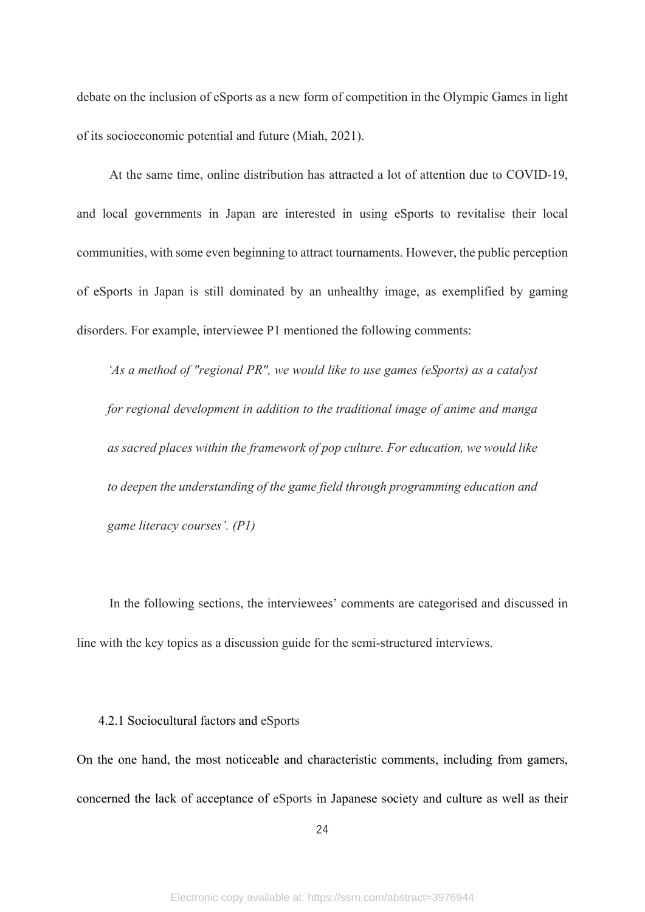debate on the inclusion of eSports as a new form of competition in the Olympic Games in light of its socioeconomic potential and future (Miah, 2021).

At the same time, online distribution has attracted a lot of attention due to COVID-19, and local governments in Japan are interested in using eSports to revitalise their local communities, with some even beginning to attract tournaments. However, the public perception of eSports in Japan is still dominated by an unhealthy image, as exemplified by gaming disorders. For example, interviewee P1 mentioned the following comments:

> *'As a method of "regional PR", we would like to use games (eSports) as a catalyst for regional development in addition to the traditional image of anime and manga as sacred places within the framework of pop culture. For education, we would like to deepen the understanding of the game field through programming education and game literacy courses'. (P1)*

In the following sections, the interviewees' comments are categorised and discussed in line with the key topics as a discussion guide for the semi-structured interviews.

#### 4.2.1 Sociocultural factors and eSports

On the one hand, the most noticeable and characteristic comments, including from gamers, concerned the lack of acceptance of eSports in Japanese society and culture as well as their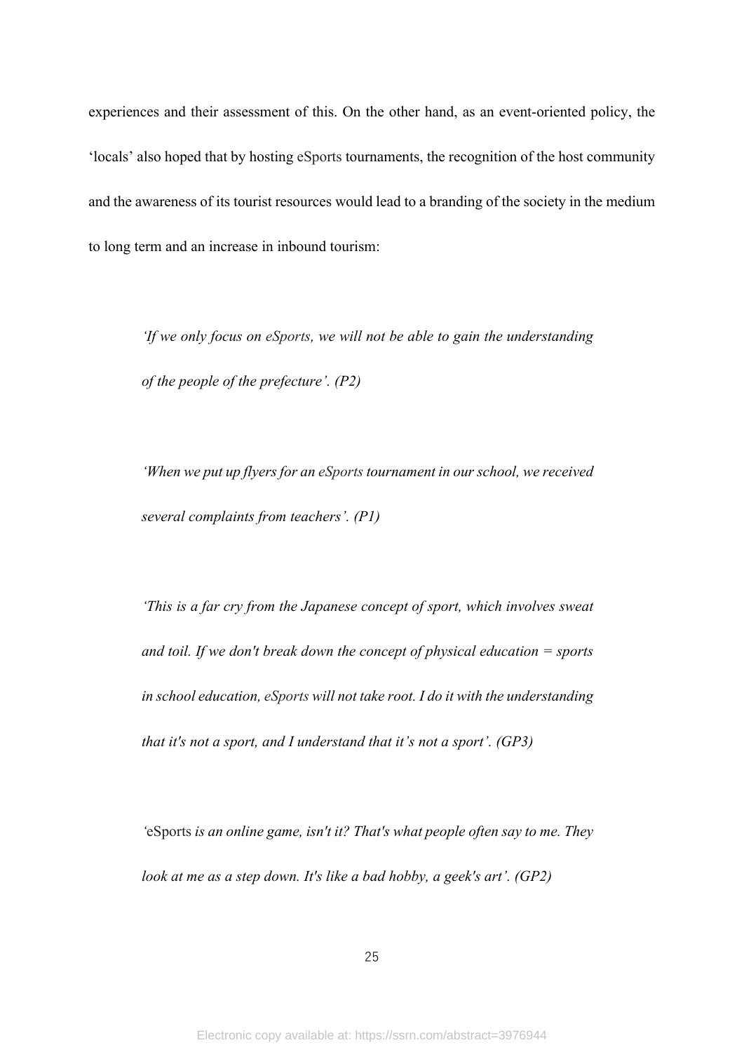experiences and their assessment of this. On the other hand, as an event-oriented policy, the 'locals' also hoped that by hosting eSports tournaments, the recognition of the host community and the awareness of its tourist resources would lead to a branding of the society in the medium to long term and an increase in inbound tourism:

> *'If we only focus on eSports, we will not be able to gain the understanding of the people of the prefecture'. (P2)*

> *'When we put up flyers for an eSports tournament in our school, we received several complaints from teachers'. (P1)*

> *'This is a far cry from the Japanese concept of sport, which involves sweat and toil. If we don't break down the concept of physical education = sports in school education, eSports will not take root. I do it with the understanding that it's not a sport, and I understand that it's not a sport'. (GP3)*

> *'*eSports *is an online game, isn't it? That's what people often say to me. They look at me as a step down. It's like a bad hobby, a geek's art'. (GP2)*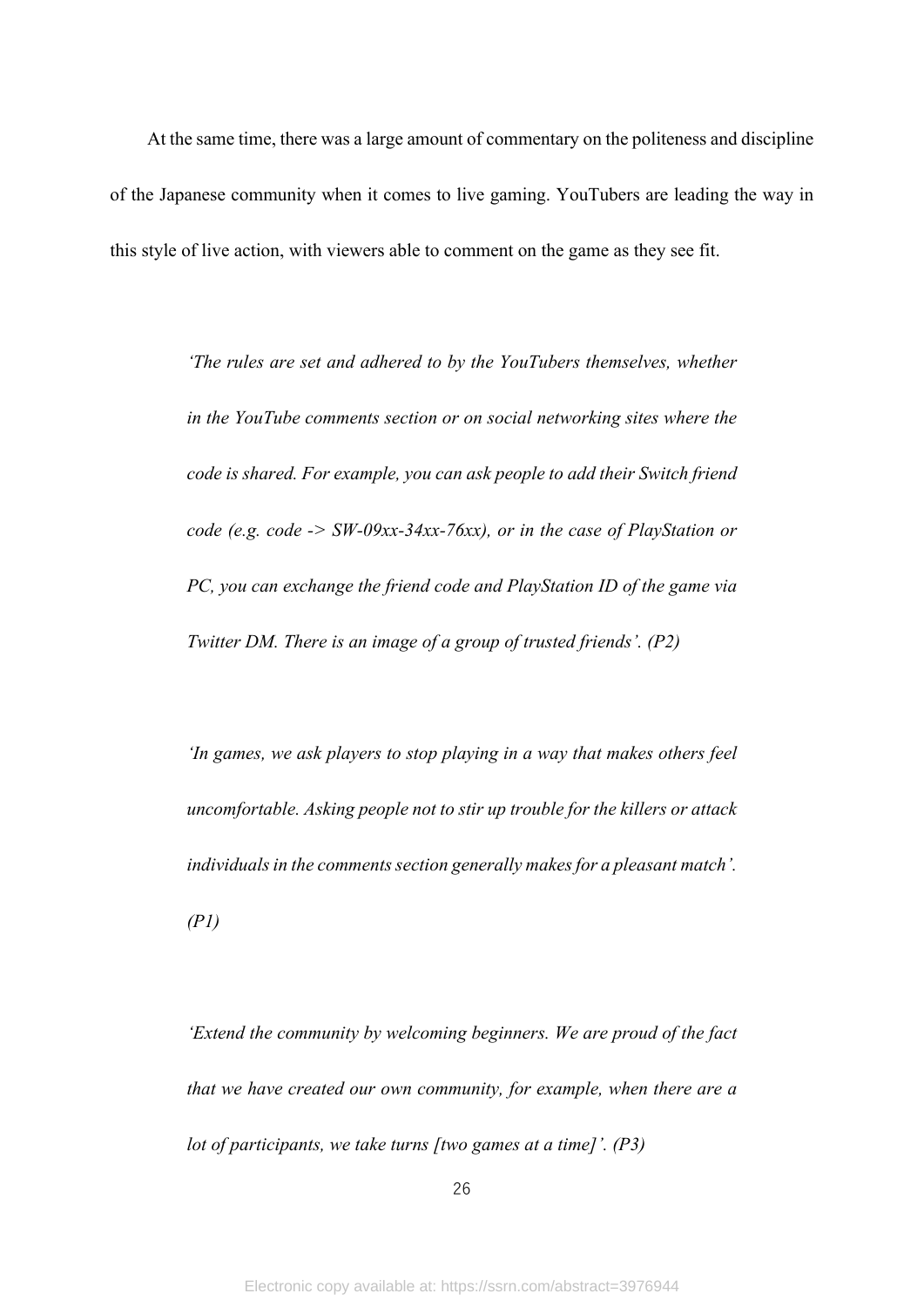At the same time, there was a large amount of commentary on the politeness and discipline of the Japanese community when it comes to live gaming. YouTubers are leading the way in this style of live action, with viewers able to comment on the game as they see fit.

> *'The rules are set and adhered to by the YouTubers themselves, whether in the YouTube comments section or on social networking sites where the code is shared. For example, you can ask people to add their Switch friend code (e.g. code -> SW-09xx-34xx-76xx), or in the case of PlayStation or PC, you can exchange the friend code and PlayStation ID of the game via Twitter DM. There is an image of a group of trusted friends'. (P2)*

> *'In games, we ask players to stop playing in a way that makes others feel uncomfortable. Asking people not to stir up trouble for the killers or attack individuals in the comments section generally makes for a pleasant match'. (P1)*

> *'Extend the community by welcoming beginners. We are proud of the fact that we have created our own community, for example, when there are a lot of participants, we take turns [two games at a time]'. (P3)*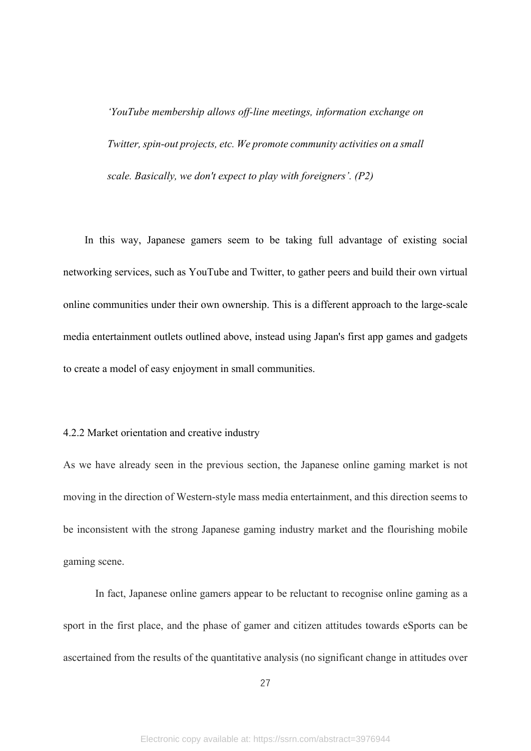> *'YouTube membership allows off-line meetings, information exchange on Twitter, spin-out projects, etc. We promote community activities on a small scale. Basically, we don't expect to play with foreigners'. (P2)*

In this way, Japanese gamers seem to be taking full advantage of existing social networking services, such as YouTube and Twitter, to gather peers and build their own virtual online communities under their own ownership. This is a different approach to the large-scale media entertainment outlets outlined above, instead using Japan's first app games and gadgets to create a model of easy enjoyment in small communities.

#### 4.2.2 Market orientation and creative industry

As we have already seen in the previous section, the Japanese online gaming market is not moving in the direction of Western-style mass media entertainment, and this direction seems to be inconsistent with the strong Japanese gaming industry market and the flourishing mobile gaming scene.

In fact, Japanese online gamers appear to be reluctant to recognise online gaming as a sport in the first place, and the phase of gamer and citizen attitudes towards eSports can be ascertained from the results of the quantitative analysis (no significant change in attitudes over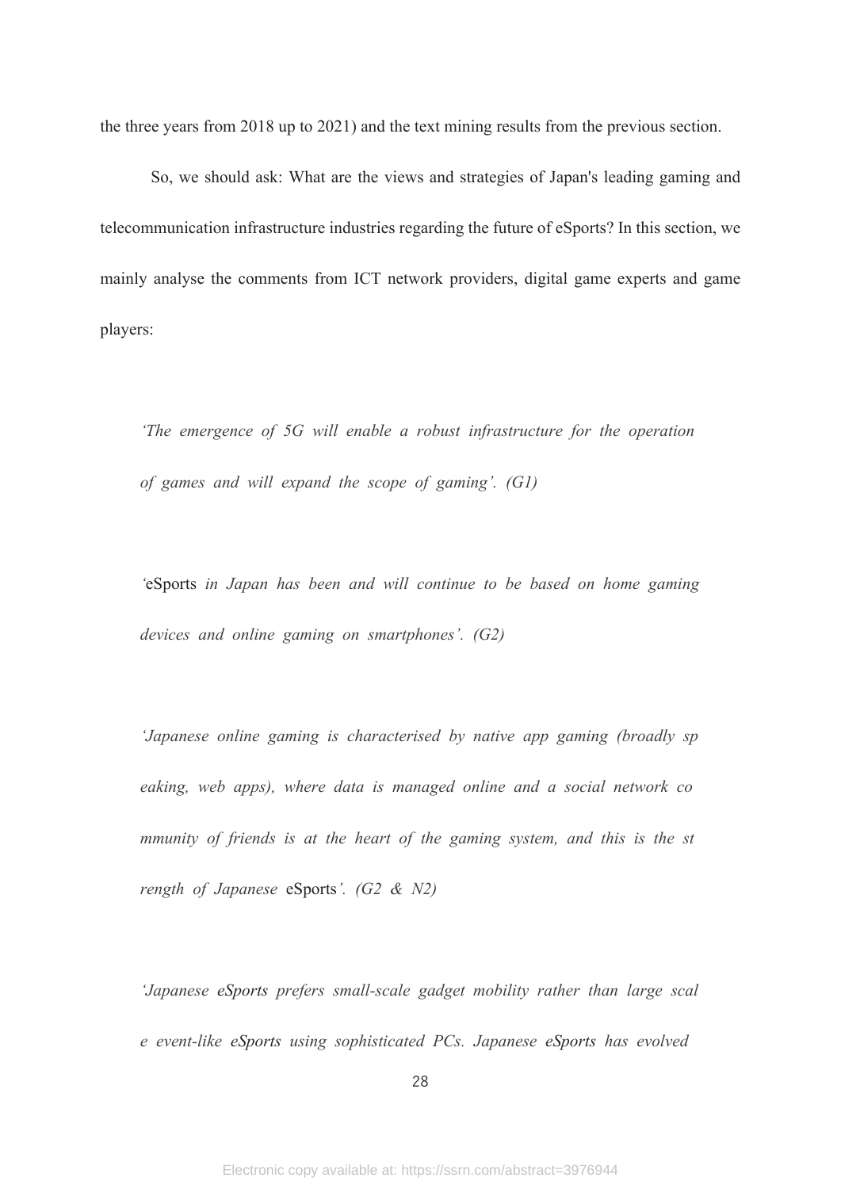the three years from 2018 up to 2021) and the text mining results from the previous section.

So, we should ask: What are the views and strategies of Japan's leading gaming and telecommunication infrastructure industries regarding the future of eSports? In this section, we mainly analyse the comments from ICT network providers, digital game experts and game players:

> *'The emergence of 5G will enable a robust infrastructure for the operation of games and will expand the scope of gaming'. (G1)*

> 'eSports *in Japan has been and will continue to be based on home gaming devices and online gaming on smartphones'. (G2)*

> *'Japanese online gaming is characterised by native app gaming (broadly speaking, web apps), where data is managed online and a social network community of friends is at the heart of the gaming system, and this is the strength of Japanese* eSports*'. (G2 & N2)*

> *'Japanese eSports prefers small-scale gadget mobility rather than large scale event-like eSports using sophisticated PCs. Japanese eSports has evolved*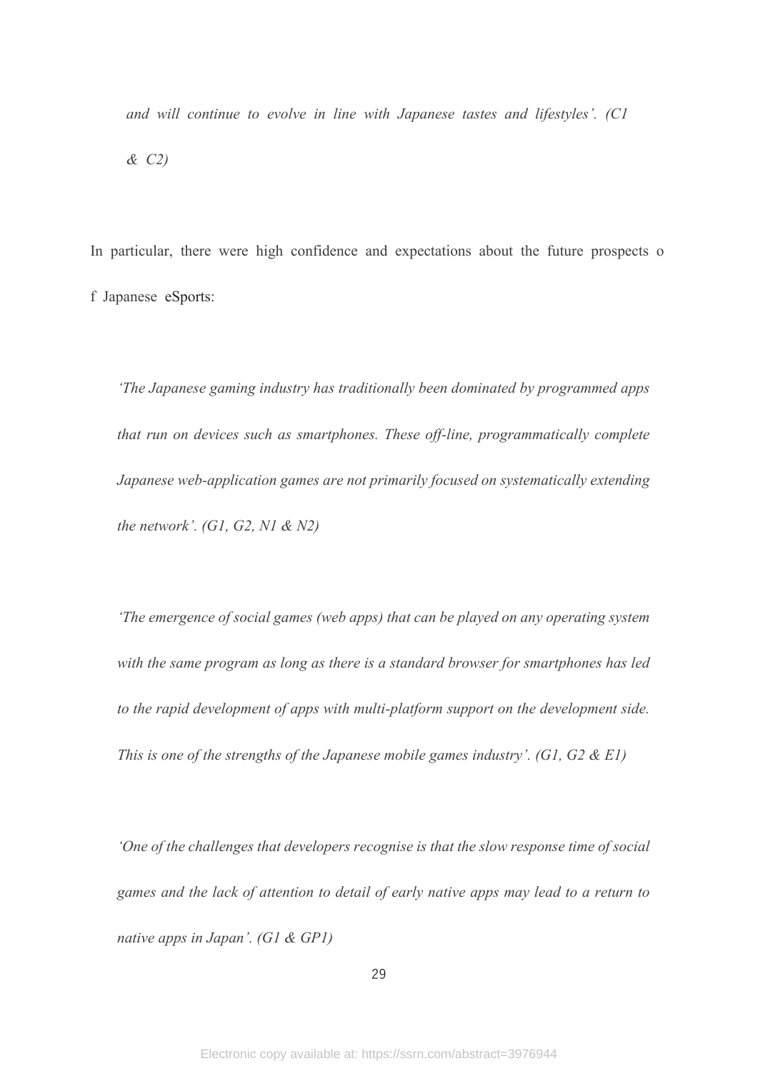*and will continue to evolve in line with Japanese tastes and lifestyles'. (C1 & C2)*

In particular, there were high confidence and expectations about the future prospects of Japanese eSports:

> *'The Japanese gaming industry has traditionally been dominated by programmed apps that run on devices such as smartphones. These off-line, programmatically complete Japanese web-application games are not primarily focused on systematically extending the network'. (G1, G2, N1 & N2)*

> *'The emergence of social games (web apps) that can be played on any operating system with the same program as long as there is a standard browser for smartphones has led to the rapid development of apps with multi-platform support on the development side. This is one of the strengths of the Japanese mobile games industry'. (G1, G2 & E1)*

> *'One of the challenges that developers recognise is that the slow response time of social games and the lack of attention to detail of early native apps may lead to a return to native apps in Japan'. (G1 & GP1)*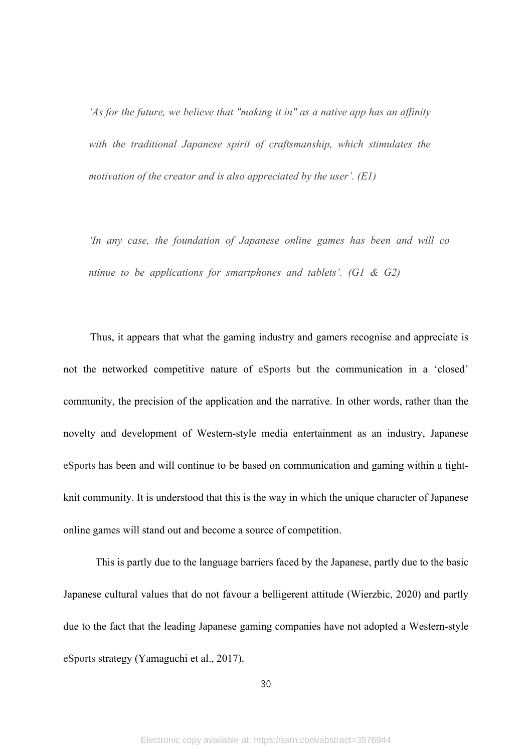*'As for the future, we believe that "making it in" as a native app has an affinity with the traditional Japanese spirit of craftsmanship, which stimulates the motivation of the creator and is also appreciated by the user'. (E1)*

*'In any case, the foundation of Japanese online games has been and will co ntinue to be applications for smartphones and tablets'. (G1 & G2)*

Thus, it appears that what the gaming industry and gamers recognise and appreciate is not the networked competitive nature of eSports but the communication in a 'closed' community, the precision of the application and the narrative. In other words, rather than the novelty and development of Western-style media entertainment as an industry, Japanese eSports has been and will continue to be based on communication and gaming within a tight-knit community. It is understood that this is the way in which the unique character of Japanese online games will stand out and become a source of competition.

This is partly due to the language barriers faced by the Japanese, partly due to the basic Japanese cultural values that do not favour a belligerent attitude (Wierzbic, 2020) and partly due to the fact that the leading Japanese gaming companies have not adopted a Western-style eSports strategy (Yamaguchi et al., 2017).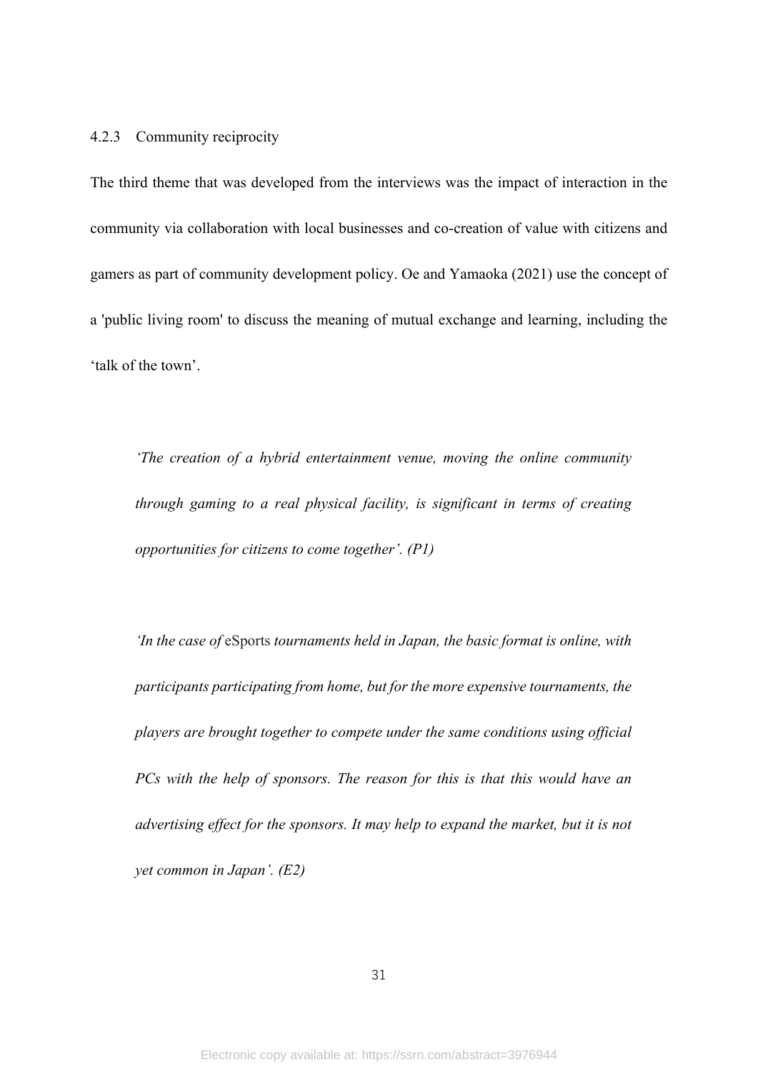### 4.2.3 Community reciprocity

The third theme that was developed from the interviews was the impact of interaction in the community via collaboration with local businesses and co-creation of value with citizens and gamers as part of community development policy. Oe and Yamaoka (2021) use the concept of a 'public living room' to discuss the meaning of mutual exchange and learning, including the 'talk of the town'.

> *'The creation of a hybrid entertainment venue, moving the online community through gaming to a real physical facility, is significant in terms of creating opportunities for citizens to come together'. (P1)*

> *'In the case of* eSports *tournaments held in Japan, the basic format is online, with participants participating from home, but for the more expensive tournaments, the players are brought together to compete under the same conditions using official PCs with the help of sponsors. The reason for this is that this would have an advertising effect for the sponsors. It may help to expand the market, but it is not yet common in Japan'. (E2)*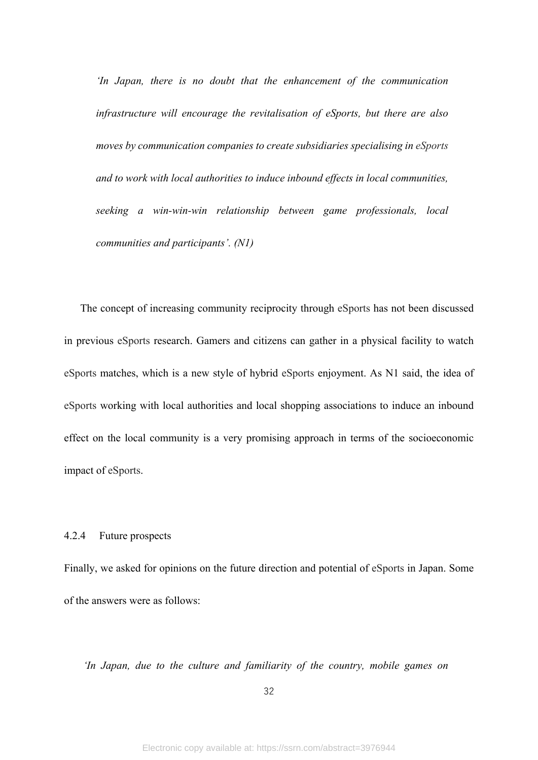*'In Japan, there is no doubt that the enhancement of the communication infrastructure will encourage the revitalisation of eSports, but there are also moves by communication companies to create subsidiaries specialising in eSports and to work with local authorities to induce inbound effects in local communities, seeking a win-win-win relationship between game professionals, local communities and participants'. (N1)*

The concept of increasing community reciprocity through eSports has not been discussed in previous eSports research. Gamers and citizens can gather in a physical facility to watch eSports matches, which is a new style of hybrid eSports enjoyment. As N1 said, the idea of eSports working with local authorities and local shopping associations to induce an inbound effect on the local community is a very promising approach in terms of the socioeconomic impact of eSports.

#### 4.2.4 Future prospects

Finally, we asked for opinions on the future direction and potential of eSports in Japan. Some of the answers were as follows:

*'In Japan, due to the culture and familiarity of the country, mobile games on*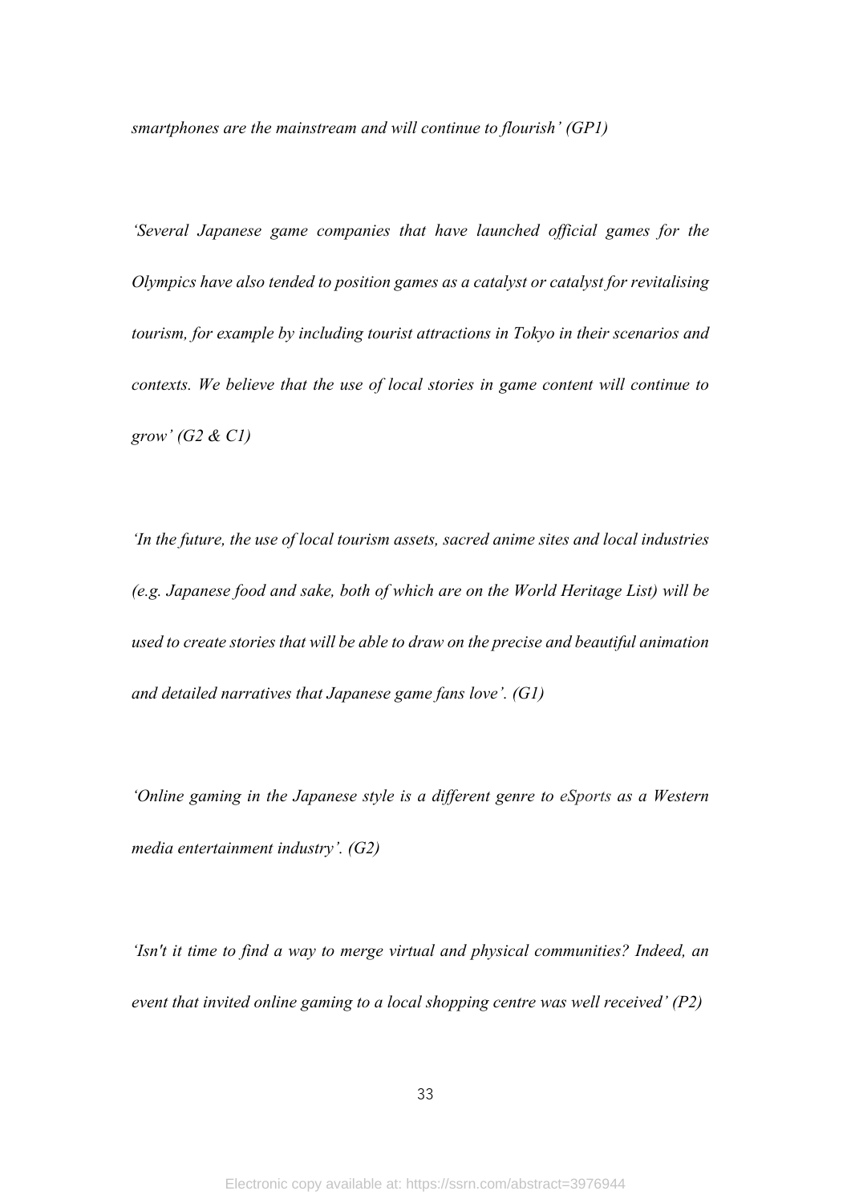*smartphones are the mainstream and will continue to flourish' (GP1)*

*'Several Japanese game companies that have launched official games for the Olympics have also tended to position games as a catalyst or catalyst for revitalising tourism, for example by including tourist attractions in Tokyo in their scenarios and contexts. We believe that the use of local stories in game content will continue to grow' (G2 & C1)*

*'In the future, the use of local tourism assets, sacred anime sites and local industries (e.g. Japanese food and sake, both of which are on the World Heritage List) will be used to create stories that will be able to draw on the precise and beautiful animation and detailed narratives that Japanese game fans love'. (G1)*

*'Online gaming in the Japanese style is a different genre to eSports as a Western media entertainment industry'. (G2)*

*'Isn't it time to find a way to merge virtual and physical communities? Indeed, an event that invited online gaming to a local shopping centre was well received' (P2)*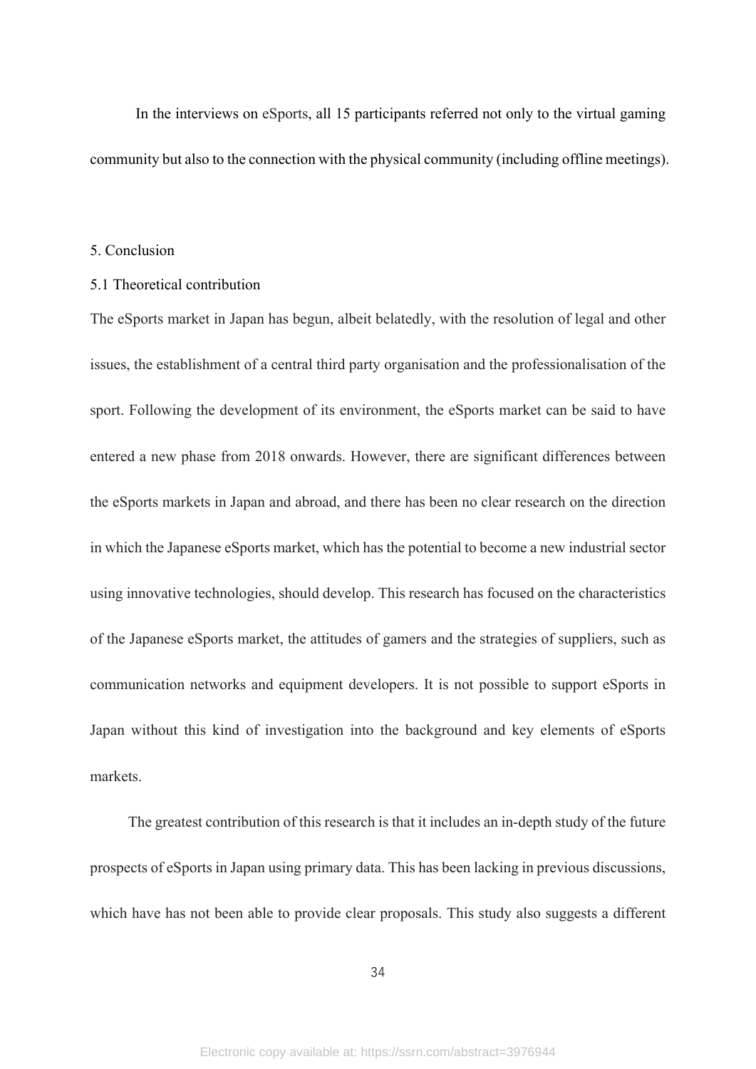In the interviews on eSports, all 15 participants referred not only to the virtual gaming community but also to the connection with the physical community (including offline meetings).

## 5. Conclusion

### 5.1 Theoretical contribution

The eSports market in Japan has begun, albeit belatedly, with the resolution of legal and other issues, the establishment of a central third party organisation and the professionalisation of the sport. Following the development of its environment, the eSports market can be said to have entered a new phase from 2018 onwards. However, there are significant differences between the eSports markets in Japan and abroad, and there has been no clear research on the direction in which the Japanese eSports market, which has the potential to become a new industrial sector using innovative technologies, should develop. This research has focused on the characteristics of the Japanese eSports market, the attitudes of gamers and the strategies of suppliers, such as communication networks and equipment developers. It is not possible to support eSports in Japan without this kind of investigation into the background and key elements of eSports markets.

The greatest contribution of this research is that it includes an in-depth study of the future prospects of eSports in Japan using primary data. This has been lacking in previous discussions, which have has not been able to provide clear proposals. This study also suggests a different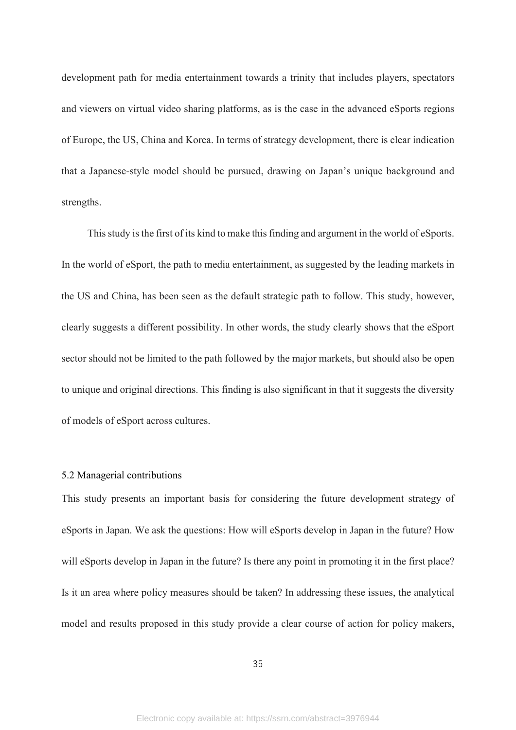development path for media entertainment towards a trinity that includes players, spectators and viewers on virtual video sharing platforms, as is the case in the advanced eSports regions of Europe, the US, China and Korea. In terms of strategy development, there is clear indication that a Japanese-style model should be pursued, drawing on Japan's unique background and strengths.

This study is the first of its kind to make this finding and argument in the world of eSports. In the world of eSport, the path to media entertainment, as suggested by the leading markets in the US and China, has been seen as the default strategic path to follow. This study, however, clearly suggests a different possibility. In other words, the study clearly shows that the eSport sector should not be limited to the path followed by the major markets, but should also be open to unique and original directions. This finding is also significant in that it suggests the diversity of models of eSport across cultures.

### 5.2 Managerial contributions

This study presents an important basis for considering the future development strategy of eSports in Japan. We ask the questions: How will eSports develop in Japan in the future? How will eSports develop in Japan in the future? Is there any point in promoting it in the first place? Is it an area where policy measures should be taken? In addressing these issues, the analytical model and results proposed in this study provide a clear course of action for policy makers,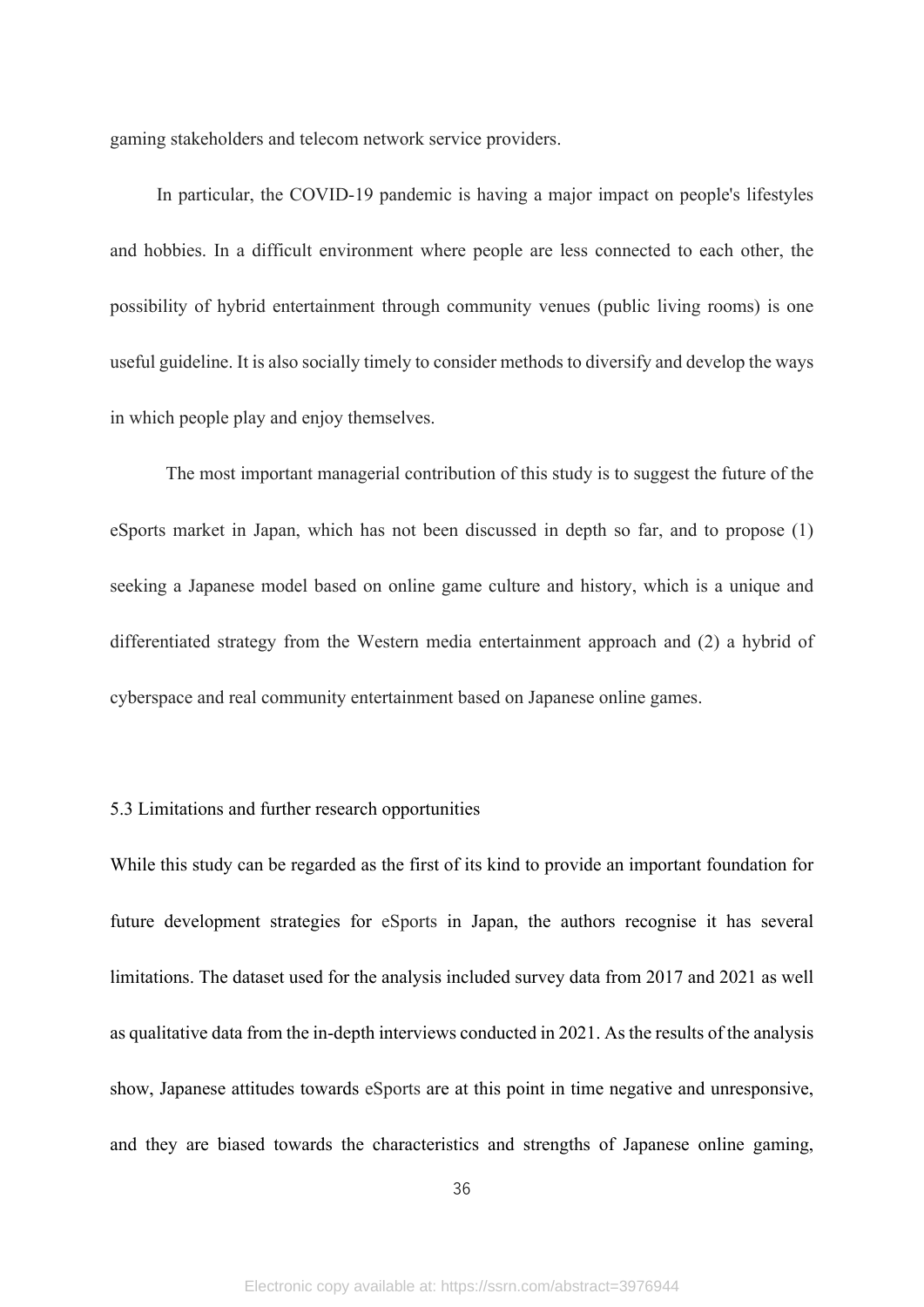gaming stakeholders and telecom network service providers.

In particular, the COVID-19 pandemic is having a major impact on people's lifestyles and hobbies. In a difficult environment where people are less connected to each other, the possibility of hybrid entertainment through community venues (public living rooms) is one useful guideline. It is also socially timely to consider methods to diversify and develop the ways in which people play and enjoy themselves.

The most important managerial contribution of this study is to suggest the future of the eSports market in Japan, which has not been discussed in depth so far, and to propose (1) seeking a Japanese model based on online game culture and history, which is a unique and differentiated strategy from the Western media entertainment approach and (2) a hybrid of cyberspace and real community entertainment based on Japanese online games.

### 5.3 Limitations and further research opportunities

While this study can be regarded as the first of its kind to provide an important foundation for future development strategies for eSports in Japan, the authors recognise it has several limitations. The dataset used for the analysis included survey data from 2017 and 2021 as well as qualitative data from the in-depth interviews conducted in 2021. As the results of the analysis show, Japanese attitudes towards eSports are at this point in time negative and unresponsive, and they are biased towards the characteristics and strengths of Japanese online gaming,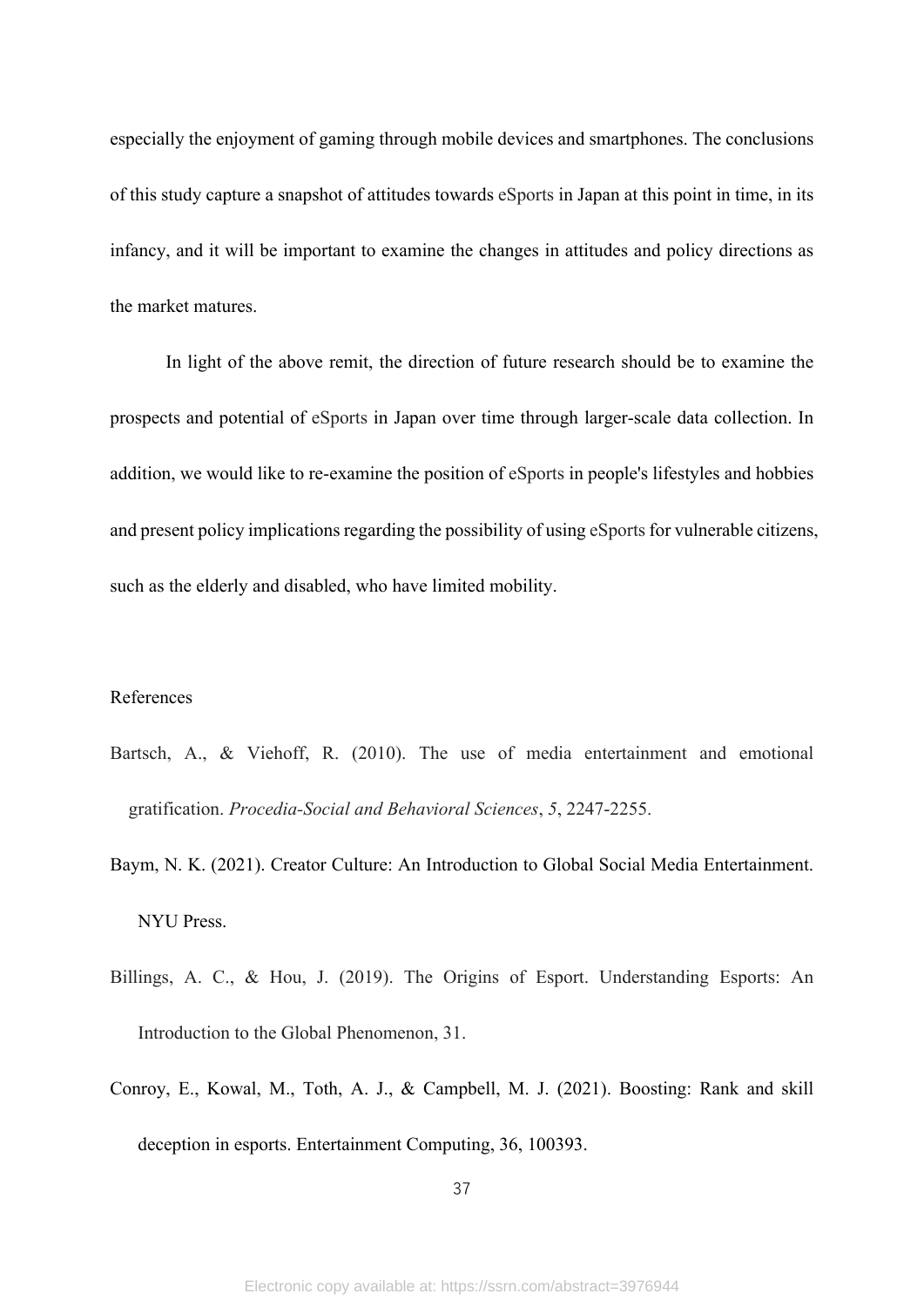especially the enjoyment of gaming through mobile devices and smartphones. The conclusions of this study capture a snapshot of attitudes towards eSports in Japan at this point in time, in its infancy, and it will be important to examine the changes in attitudes and policy directions as the market matures.

In light of the above remit, the direction of future research should be to examine the prospects and potential of eSports in Japan over time through larger-scale data collection. In addition, we would like to re-examine the position of eSports in people's lifestyles and hobbies and present policy implications regarding the possibility of using eSports for vulnerable citizens, such as the elderly and disabled, who have limited mobility.

## References

Bartsch, A., & Viehoff, R. (2010). The use of media entertainment and emotional gratification. *Procedia-Social and Behavioral Sciences*, *5*, 2247-2255.

Baym, N. K. (2021). Creator Culture: An Introduction to Global Social Media Entertainment. NYU Press.

Billings, A. C., & Hou, J. (2019). The Origins of Esport. Understanding Esports: An Introduction to the Global Phenomenon, 31.

Conroy, E., Kowal, M., Toth, A. J., & Campbell, M. J. (2021). Boosting: Rank and skill deception in esports. Entertainment Computing, 36, 100393.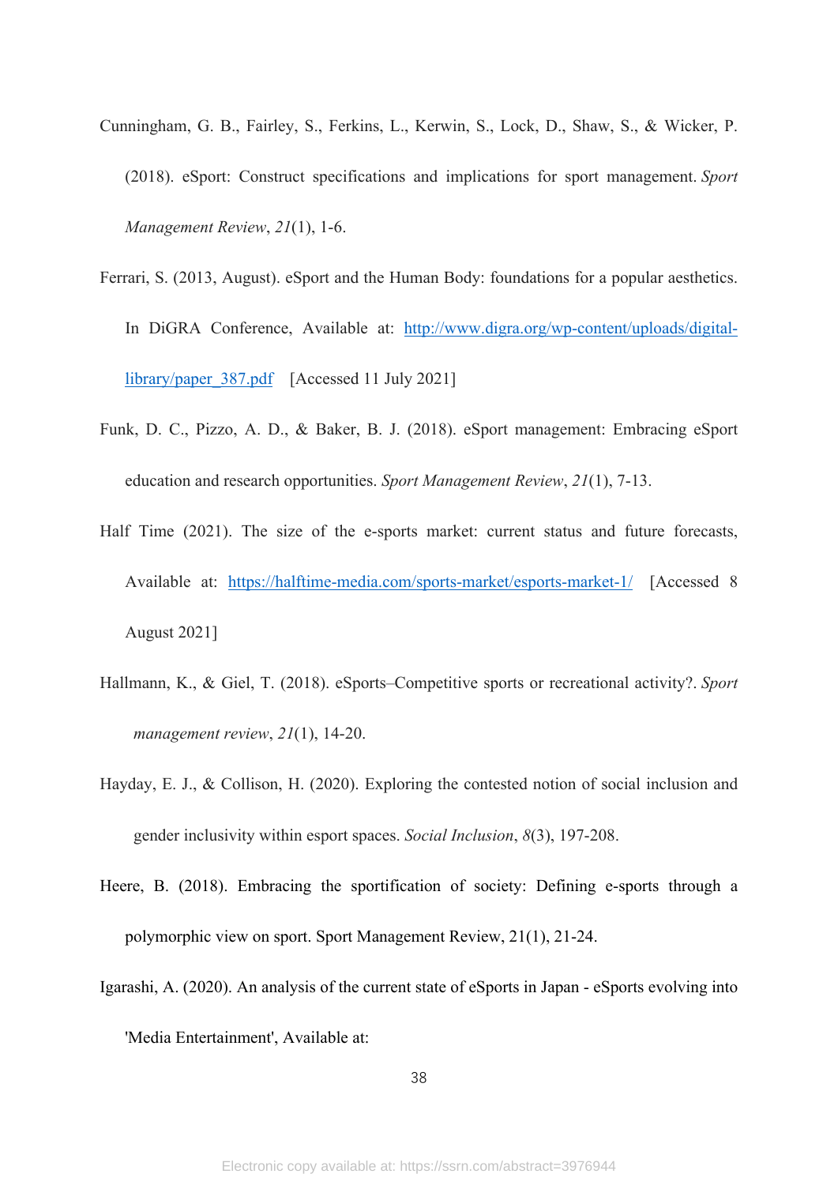Cunningham, G. B., Fairley, S., Ferkins, L., Kerwin, S., Lock, D., Shaw, S., & Wicker, P. (2018). eSport: Construct specifications and implications for sport management. *Sport Management Review*, *21*(1), 1-6.

Ferrari, S. (2013, August). eSport and the Human Body: foundations for a popular aesthetics. In DiGRA Conference, Available at: http://www.digra.org/wp-content/uploads/digital-library/paper_387.pdf [Accessed 11 July 2021]

Funk, D. C., Pizzo, A. D., & Baker, B. J. (2018). eSport management: Embracing eSport education and research opportunities. *Sport Management Review*, *21*(1), 7-13.

Half Time (2021). The size of the e-sports market: current status and future forecasts, Available at: https://halftime-media.com/sports-market/esports-market-1/ [Accessed 8 August 2021]

Hallmann, K., & Giel, T. (2018). eSports–Competitive sports or recreational activity?. *Sport management review*, *21*(1), 14-20.

Hayday, E. J., & Collison, H. (2020). Exploring the contested notion of social inclusion and gender inclusivity within esport spaces. *Social Inclusion*, *8*(3), 197-208.

Heere, B. (2018). Embracing the sportification of society: Defining e-sports through a polymorphic view on sport. Sport Management Review, 21(1), 21-24.

Igarashi, A. (2020). An analysis of the current state of eSports in Japan - eSports evolving into 'Media Entertainment', Available at: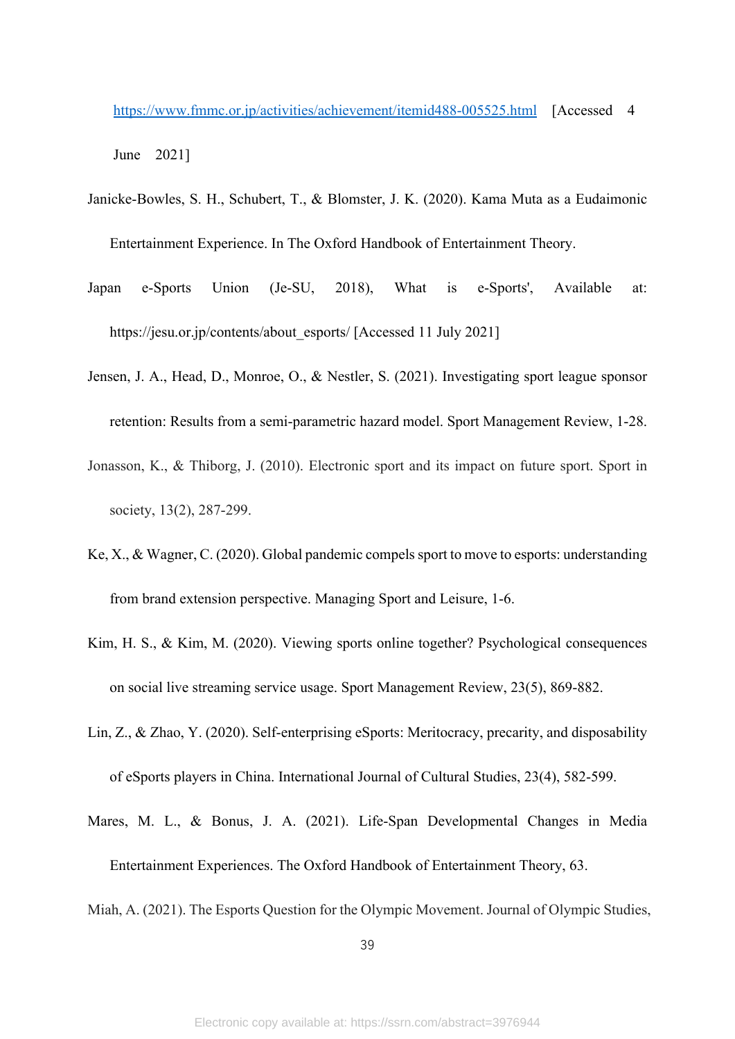https://www.fmmc.or.jp/activities/achievement/itemid488-005525.html [Accessed 4 June 2021]

Janicke-Bowles, S. H., Schubert, T., & Blomster, J. K. (2020). Kama Muta as a Eudaimonic Entertainment Experience. In The Oxford Handbook of Entertainment Theory.

Japan e-Sports Union (Je-SU, 2018), What is e-Sports', Available at: https://jesu.or.jp/contents/about_esports/ [Accessed 11 July 2021]

Jensen, J. A., Head, D., Monroe, O., & Nestler, S. (2021). Investigating sport league sponsor retention: Results from a semi-parametric hazard model. Sport Management Review, 1-28.

Jonasson, K., & Thiborg, J. (2010). Electronic sport and its impact on future sport. Sport in society, 13(2), 287-299.

Ke, X., & Wagner, C. (2020). Global pandemic compels sport to move to esports: understanding from brand extension perspective. Managing Sport and Leisure, 1-6.

Kim, H. S., & Kim, M. (2020). Viewing sports online together? Psychological consequences on social live streaming service usage. Sport Management Review, 23(5), 869-882.

Lin, Z., & Zhao, Y. (2020). Self-enterprising eSports: Meritocracy, precarity, and disposability of eSports players in China. International Journal of Cultural Studies, 23(4), 582-599.

Mares, M. L., & Bonus, J. A. (2021). Life-Span Developmental Changes in Media Entertainment Experiences. The Oxford Handbook of Entertainment Theory, 63.

Miah, A. (2021). The Esports Question for the Olympic Movement. Journal of Olympic Studies,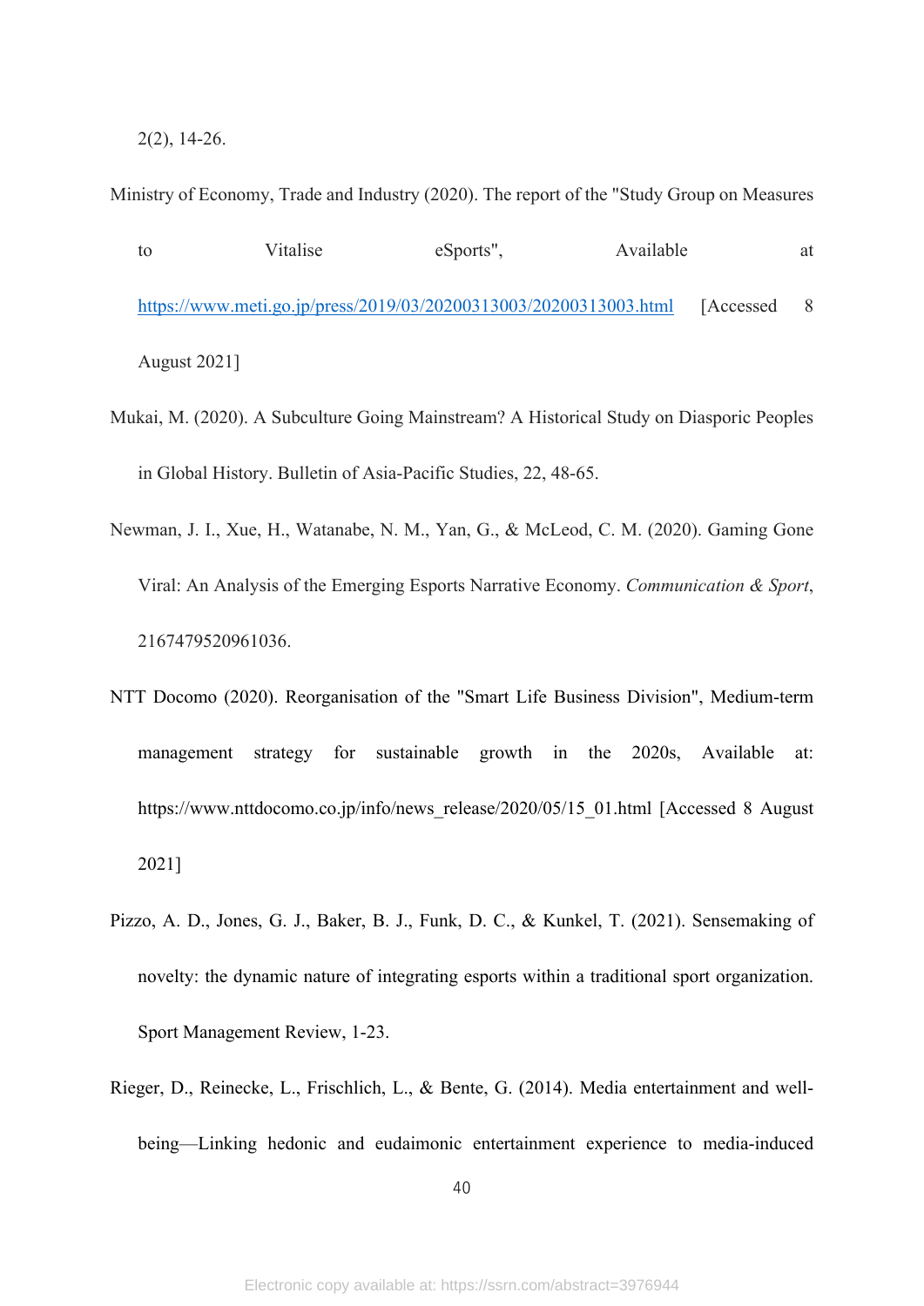2(2), 14-26.

Ministry of Economy, Trade and Industry (2020). The report of the "Study Group on Measures to Vitalise eSports", Available at https://www.meti.go.jp/press/2019/03/20200313003/20200313003.html [Accessed 8 August 2021]

Mukai, M. (2020). A Subculture Going Mainstream? A Historical Study on Diasporic Peoples in Global History. Bulletin of Asia-Pacific Studies, 22, 48-65.

Newman, J. I., Xue, H., Watanabe, N. M., Yan, G., & McLeod, C. M. (2020). Gaming Gone Viral: An Analysis of the Emerging Esports Narrative Economy. *Communication & Sport*, 2167479520961036.

NTT Docomo (2020). Reorganisation of the "Smart Life Business Division", Medium-term management strategy for sustainable growth in the 2020s, Available at: https://www.nttdocomo.co.jp/info/news_release/2020/05/15_01.html [Accessed 8 August 2021]

Pizzo, A. D., Jones, G. J., Baker, B. J., Funk, D. C., & Kunkel, T. (2021). Sensemaking of novelty: the dynamic nature of integrating esports within a traditional sport organization. Sport Management Review, 1-23.

Rieger, D., Reinecke, L., Frischlich, L., & Bente, G. (2014). Media entertainment and well-being—Linking hedonic and eudaimonic entertainment experience to media-induced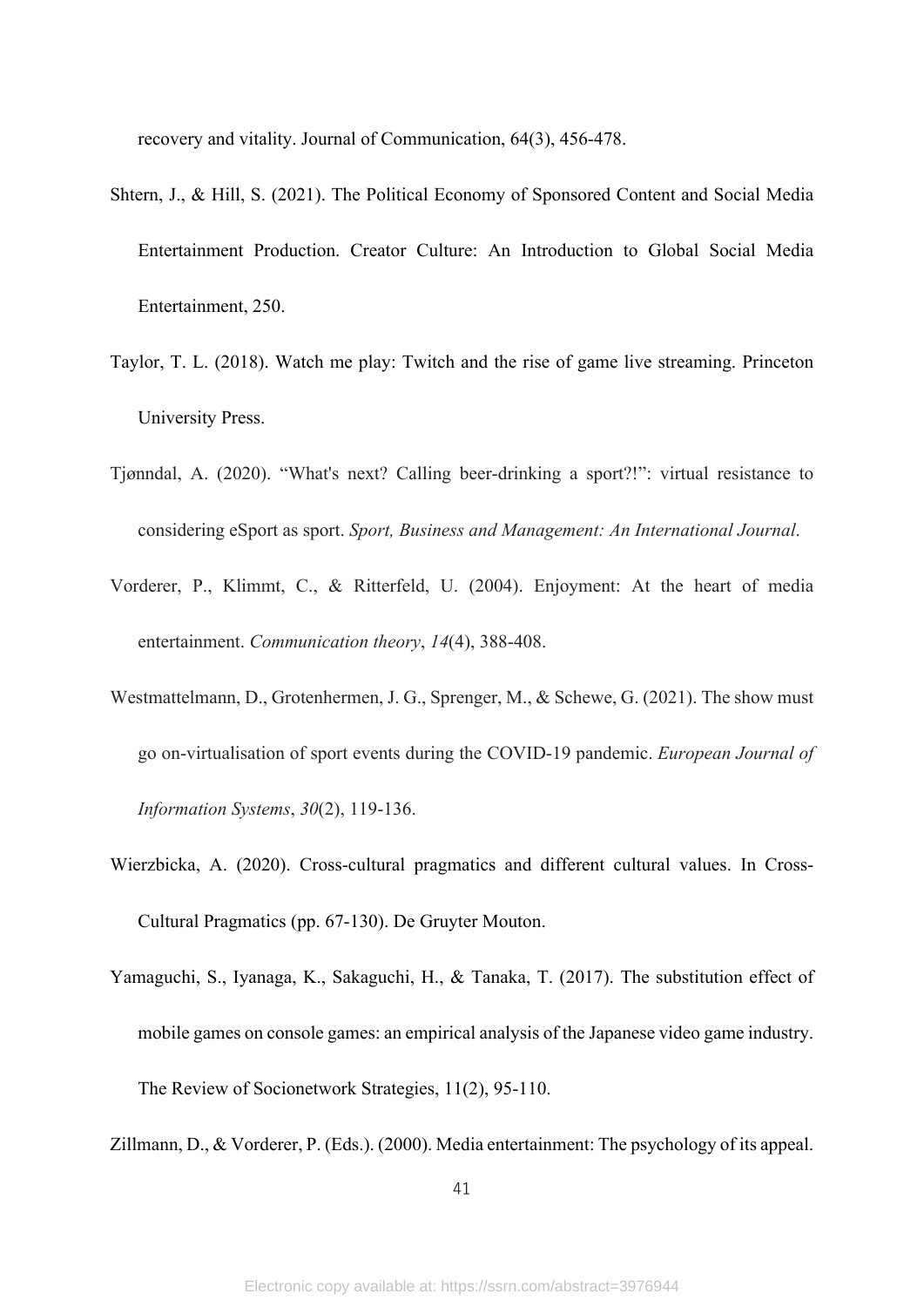recovery and vitality. Journal of Communication, 64(3), 456-478.

Shtern, J., & Hill, S. (2021). The Political Economy of Sponsored Content and Social Media Entertainment Production. Creator Culture: An Introduction to Global Social Media Entertainment, 250.

Taylor, T. L. (2018). Watch me play: Twitch and the rise of game live streaming. Princeton University Press.

Tjønndal, A. (2020). "What's next? Calling beer-drinking a sport?!": virtual resistance to considering eSport as sport. *Sport, Business and Management: An International Journal*.

Vorderer, P., Klimmt, C., & Ritterfeld, U. (2004). Enjoyment: At the heart of media entertainment. *Communication theory*, *14*(4), 388-408.

Westmattelmann, D., Grotenhermen, J. G., Sprenger, M., & Schewe, G. (2021). The show must go on-virtualisation of sport events during the COVID-19 pandemic. *European Journal of Information Systems*, *30*(2), 119-136.

Wierzbicka, A. (2020). Cross-cultural pragmatics and different cultural values. In Cross-Cultural Pragmatics (pp. 67-130). De Gruyter Mouton.

Yamaguchi, S., Iyanaga, K., Sakaguchi, H., & Tanaka, T. (2017). The substitution effect of mobile games on console games: an empirical analysis of the Japanese video game industry. The Review of Socionetwork Strategies, 11(2), 95-110.

Zillmann, D., & Vorderer, P. (Eds.). (2000). Media entertainment: The psychology of its appeal.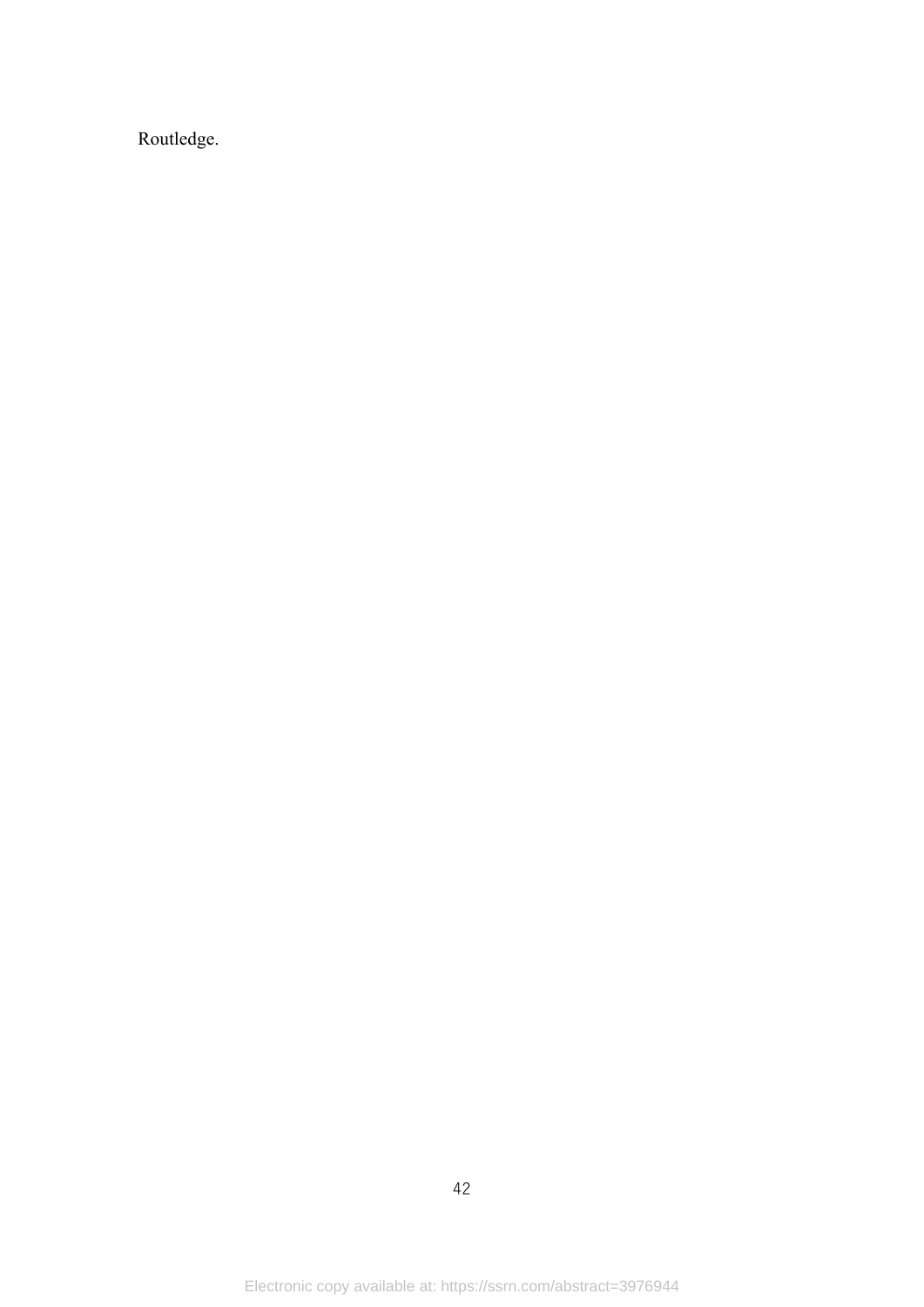Routledge.